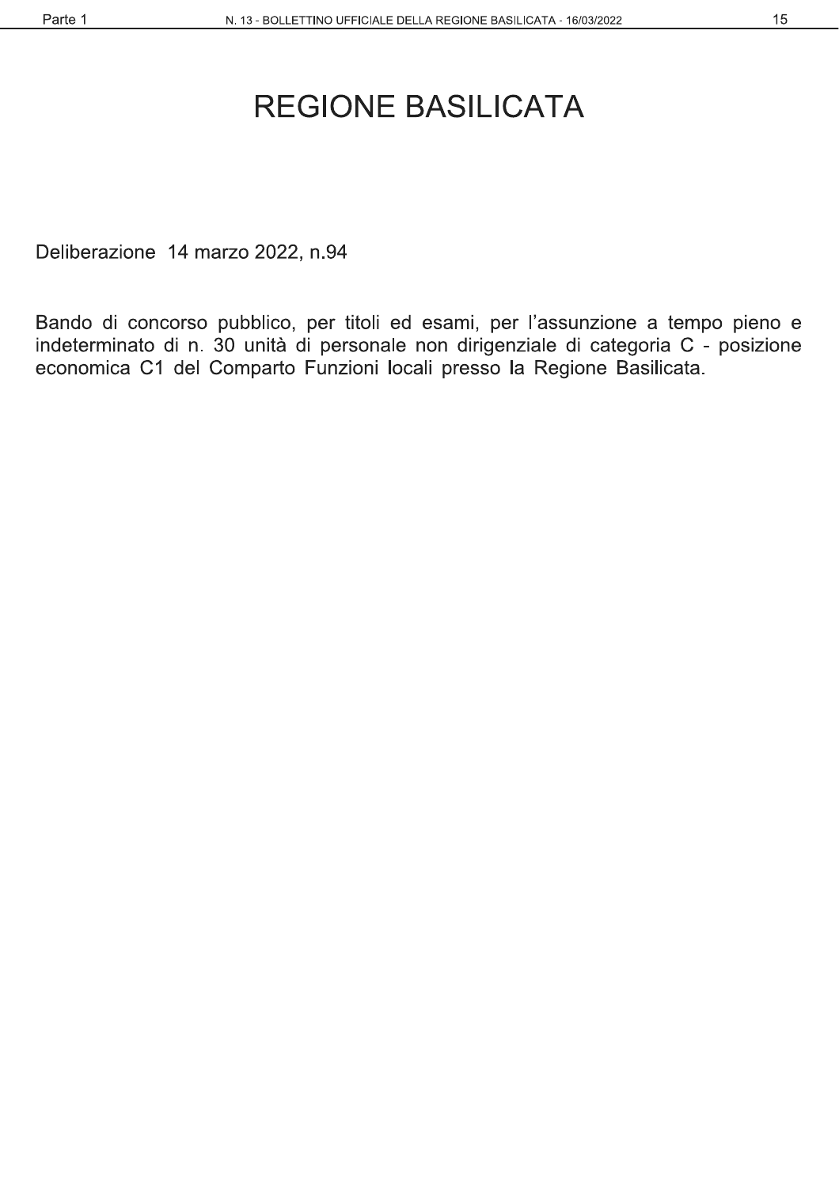# REGIONE BASILICATA

Deliberazione 14 marzo 2022, n.94

Bando di concorso pubblico, per titoli ed esami, per l'assunzione a tempo pieno e indeterminato di n. 30 unità di personale non dirigenziale di categoria C - posizione economica C1 del Comparto Funzioni locali presso la Regione Basilicata.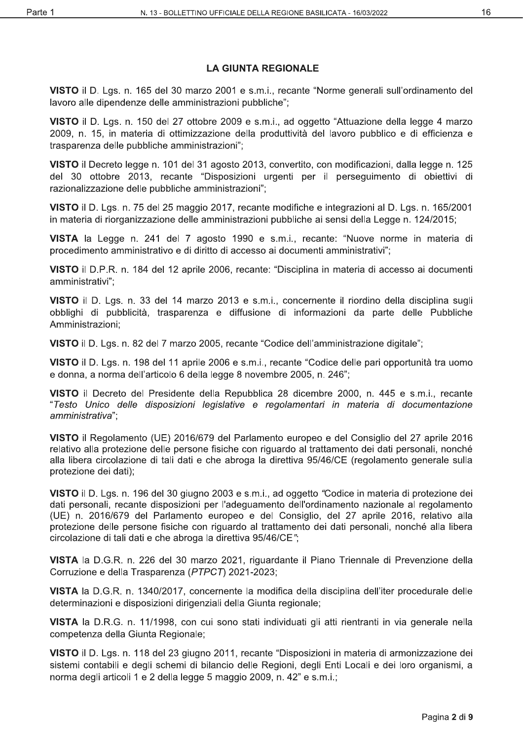## LA GIUNTA REGIONALE

**VISTO** il D. Lgs. n. 165 del 30 marzo 2001 e s.m.i., recante "Norme generali sull'ordinamento del lavoro alle dipendenze delle amministrazioni pubbliche";

**VISTO** il D. Lgs. n. 150 del 27 ottobre 2009 e s.m.i., ad oggetto "Attuazione della legge 4 marzo 2009, n. 15, in materia di ottimizzazione della produttività del lavoro pubblico e di efficienza e trasparenza delle pubbliche amministrazioni";

**VISTO** il Decreto legge n. 101 del 31 agosto 2013, convertito, con modificazioni, dalla legge n. 125 del 30 ottobre 2013, recante "Disposizioni urgenti per il perseguimento di obiettivi di razionalizzazione delle pubbliche amministrazioni";

**VISTO** il D. Lgs. n. 75 del 25 maggio 2017, recante modifiche e integrazioni al D. Lgs. n. 165/2001 in materia di riorganizzazione delle amministrazioni pubbliche ai sensi della Legge n. 124/2015;

**VISTA** la Legge n. 241 del 7 agosto 1990 e s.m.i., recante: "Nuove norme in materia di procedimento amministrativo e di diritto di accesso ai documenti amministrativi";

**VISTO** il D.P.R. n. 184 del 12 aprile 2006, recante: "Disciplina in materia di accesso ai documenti amministrativi";

**VISTO** il D. Lgs. n. 33 del 14 marzo 2013 e s.m.i., concernente il riordino della disciplina sugli obblighi di pubblicità, trasparenza e diffusione di informazioni da parte delle Pubbliche Amministrazioni;

**VISTO** il D. Lgs. n. 82 del 7 marzo 2005, recante "Codice dell'amministrazione digitale";

**VISTO** il D. Lgs. n. 198 del 11 aprile 2006 e s.m.i., recante "Codice delle pari opportunità tra uomo e donna, a norma dell'articolo 6 della legge 8 novembre 2005, n. 246";

**VISTO** il Decreto del Presidente della Repubblica 28 dicembre 2000, n. 445 e s.m.i., recante "*Testo Unico delle disposizioni legislative e regolamentari in materia di documentazione amministrativa*";

**VISTO** il Regolamento (UE) 2016/679 del Parlamento europeo e del Consiglio del 27 aprile 2016 relativo alla protezione delle persone fisiche con riguardo al trattamento dei dati personali, nonché alla libera circolazione di tali dati e che abroga la direttiva 95/46/CE (regolamento generale sulla protezione dei dati);

**VISTO** il D. Lgs. n. 196 del 30 giugno 2003 e s.m.i., ad oggetto *"Codice in materia di protezione dei dati personali, recante disposizioni per l'adeguamento dell'ordinamento nazionale al regolamento (UE) n. 2016/679 del Parlamento europeo e del Consiglio, del 27 aprile 2016, relativo alla protezione delle persone fisiche con riguardo al trattamento dei dati personali, nonché alla libera circolazione di tali dati e che abroga la direttiva 95/46/CE"*;

**VISTA** la D.G.R. n. 226 del 30 marzo 2021, riguardante il Piano Triennale di Prevenzione della Corruzione e della Trasparenza (*PTPCT*) 2021-2023;

**VISTA** la D.G.R. n. 1340/2017, concernente la modifica della disciplina dell'iter procedurale delle determinazioni e disposizioni dirigenziali della Giunta regionale;

**VISTA** la D.R.G. n. 11/1998, con cui sono stati individuati gli atti rientranti in via generale nella competenza della Giunta Regionale;

**VISTO** il D. Lgs. n. 118 del 23 giugno 2011, recante "Disposizioni in materia di armonizzazione dei sistemi contabili e degli schemi di bilancio delle Regioni, degli Enti Locali e dei loro organismi, a norma degli articoli 1 e 2 della legge 5 maggio 2009, n. 42" e s.m.i.;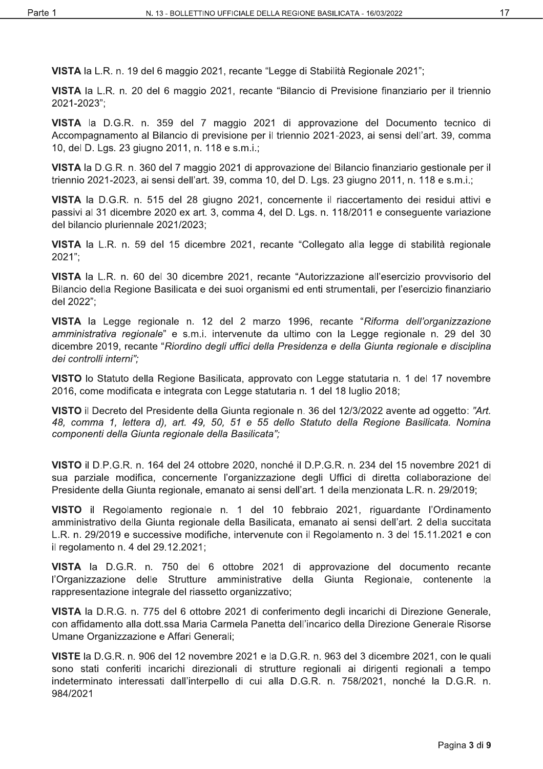**VISTA** la L.R. n. 19 del 6 maggio 2021, recante "Legge di Stabilità Regionale 2021";

**VISTA** la L.R. n. 20 del 6 maggio 2021, recante "Bilancio di Previsione finanziario per il triennio 2021-2023";

**VISTA** la D.G.R. n. 359 del 7 maggio 2021 di approvazione del Documento tecnico di Accompagnamento al Bilancio di previsione per il triennio 2021-2023, ai sensi dell'art. 39, comma 10, del D. Lgs. 23 giugno 2011, n. 118 e s.m.i.;

**VISTA** la D.G.R. n. 360 del 7 maggio 2021 di approvazione del Bilancio finanziario gestionale per il triennio 2021-2023, ai sensi dell'art. 39, comma 10, del D. Lgs. 23 giugno 2011, n. 118 e s.m.i.;

**VISTA** la D.G.R. n. 515 del 28 giugno 2021, concernente il riaccertamento dei residui attivi e passivi al 31 dicembre 2020 ex art. 3, comma 4, del D. Lgs. n. 118/2011 e conseguente variazione del bilancio pluriennale 2021/2023;

**VISTA** la L.R. n. 59 del 15 dicembre 2021, recante "Collegato alla legge di stabilità regionale 2021";

**VISTA** la L.R. n. 60 del 30 dicembre 2021, recante "Autorizzazione all'esercizio provvisorio del Bilancio della Regione Basilicata e dei suoi organismi ed enti strumentali, per l'esercizio finanziario del 2022";

**VISTA** la Legge regionale n. 12 del 2 marzo 1996, recante "*Riforma dell'organizzazione amministrativa regionale*" e s.m.i. intervenute da ultimo con la Legge regionale n. 29 del 30 dicembre 2019, recante "*Riordino degli uffici della Presidenza e della Giunta regionale e disciplina dei controlli interni";*

**VISTO** lo Statuto della Regione Basilicata, approvato con Legge statutaria n. 1 del 17 novembre 2016, come modificata e integrata con Legge statutaria n. 1 del 18 luglio 2018;

**VISTO** il Decreto del Presidente della Giunta regionale n. 36 del 12/3/2022 avente ad oggetto: *"Art. 48, comma 1, lettera d), art. 49, 50, 51 e 55 dello Statuto della Regione Basilicata. Nomina componenti della Giunta regionale della Basilicata";*

**VISTO** il D.P.G.R. n. 164 del 24 ottobre 2020, nonché il D.P.G.R. n. 234 del 15 novembre 2021 di sua parziale modifica, concernente l'organizzazione degli Uffici di diretta collaborazione del Presidente della Giunta regionale, emanato ai sensi dell'art. 1 della menzionata L.R. n. 29/2019;

**VISTO** il Regolamento regionale n. 1 del 10 febbraio 2021, riguardante l'Ordinamento amministrativo della Giunta regionale della Basilicata, emanato ai sensi dell'art. 2 della succitata L.R. n. 29/2019 e successive modifiche, intervenute con il Regolamento n. 3 del 15.11.2021 e con il regolamento n. 4 del 29.12.2021;

**VISTA** la D.G.R. n. 750 del 6 ottobre 2021 di approvazione del documento recante l'Organizzazione delle Strutture amministrative della Giunta Regionale, contenente la rappresentazione integrale del riassetto organizzativo;

**VISTA** la D.R.G. n. 775 del 6 ottobre 2021 di conferimento degli incarichi di Direzione Generale, con affidamento alla dott.ssa Maria Carmela Panetta dell'incarico della Direzione Generale Risorse Umane Organizzazione e Affari Generali;

**VISTE** la D.G.R. n. 906 del 12 novembre 2021 e la D.G.R. n. 963 del 3 dicembre 2021, con le quali sono stati conferiti incarichi direzionali di strutture regionali ai dirigenti regionali a tempo indeterminato interessati dall'interpello di cui alla D.G.R. n. 758/2021, nonché la D.G.R. n. 984/2021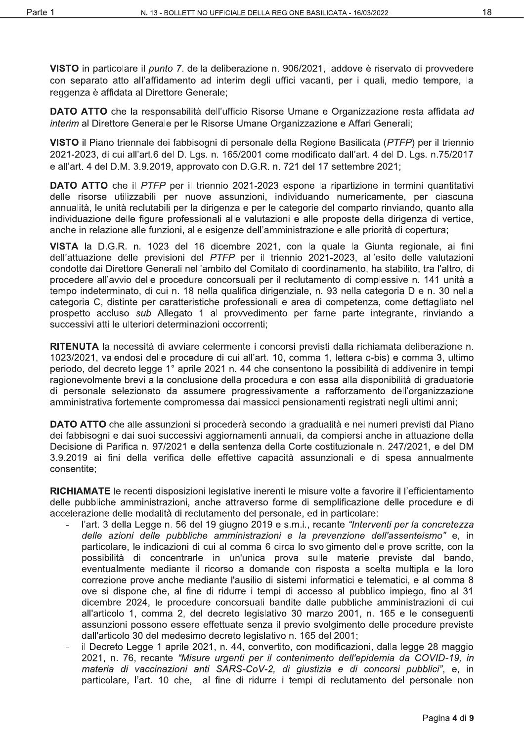**VISTO** in particolare il *punto* 7. della deliberazione n. 906/2021, laddove è riservato di provvedere con separato atto all'affidamento ad interim degli uffici vacanti, per i quali, medio tempore, la reggenza è affidata al Direttore Generale;

**DATO ATTO** che la responsabilità dell'ufficio Risorse Umane e Organizzazione resta affidata *ad interim* al Direttore Generale per le Risorse Umane Organizzazione e Affari Generali;

**VISTO** il Piano triennale dei fabbisogni di personale della Regione Basilicata (*PTFP*) per il triennio 2021-2023, di cui all'art.6 del D. Lgs. n. 165/2001 come modificato dall'art. 4 del D. Lgs. n.75/2017 e all'art. 4 del D.M. 3.9.2019, approvato con D.G.R. n. 721 del 17 settembre 2021;

**DATO ATTO** che il *PTFP* per il triennio 2021-2023 espone la ripartizione in termini quantitativi delle risorse utilizzabili per nuove assunzioni, individuando numericamente, per ciascuna annualità, le unità reclutabili per la dirigenza e per le categorie del comparto rinviando, quanto alla individuazione delle figure professionali alle valutazioni e alle proposte della dirigenza di vertice, anche in relazione alle funzioni, alle esigenze dell'amministrazione e alle priorità di copertura;

**VISTA** la D.G.R. n. 1023 del 16 dicembre 2021, con la quale la Giunta regionale, ai fini dell'attuazione delle previsioni del *PTFP* per il triennio 2021-2023, all'esito delle valutazioni condotte dai Direttore Generali nell'ambito del Comitato di coordinamento, ha stabilito, tra l'altro, di procedere all'avvio delle procedure concorsuali per il reclutamento di complessive n. 141 unità a tempo indeterminato, di cui n. 18 nella qualifica dirigenziale, n. 93 nella categoria D e n. 30 nella categoria C, distinte per caratteristiche professionali e area di competenza, come dettagliato nel prospetto accluso *sub* Allegato 1 al provvedimento per farne parte integrante, rinviando a successivi atti le ulteriori determinazioni occorrenti;

**RITENUTA** la necessità di avviare celermente i concorsi previsti dalla richiamata deliberazione n. 1023/2021, valendosi delle procedure di cui all'art. 10, comma 1, lettera c-bis) e comma 3, ultimo periodo, del decreto legge 1° aprile 2021 n. 44 che consentono la possibilità di addivenire in tempi ragionevolmente brevi alla conclusione della procedura e con essa alla disponibilità di graduatorie di personale selezionato da assumere progressivamente a rafforzamento dell'organizzazione amministrativa fortemente compromessa dai massicci pensionamenti registrati negli ultimi anni;

**DATO ATTO** che alle assunzioni si procederà secondo la gradualità e nei numeri previsti dal Piano dei fabbisogni e dai suoi successivi aggiornamenti annuali, da compiersi anche in attuazione della Decisione di Parifica n. 97/2021 e della sentenza della Corte costituzionale n. 247/2021, e del DM 3.9.2019 ai fini della verifica delle effettive capacità assunzionali e di spesa annualmente consentite;

**RICHIAMATE** le recenti disposizioni legislative inerenti le misure volte a favorire il l'efficientamento delle pubbliche amministrazioni, anche attraverso forme di semplificazione delle procedure e di accelerazione delle modalità di reclutamento del personale, ed in particolare:

- l'art. 3 della Legge n. 56 del 19 giugno 2019 e s.m.i., recante *"Interventi per la concretezza delle azioni delle pubbliche amministrazioni e la prevenzione dell'assenteismo"* e, in particolare, le indicazioni di cui al comma 6 circa lo svolgimento delle prove scritte, con la possibilità di concentrarle in un'unica prova sulle materie previste dal bando, eventualmente mediante il ricorso a domande con risposta a scelta multipla e la loro correzione prove anche mediante l'ausilio di sistemi informatici e telematici, e al comma 8 ove si dispone che, al fine di ridurre i tempi di accesso al pubblico impiego, fino al 31 dicembre 2024, le procedure concorsuali bandite dalle pubbliche amministrazioni di cui all'articolo 1, comma 2, del decreto legislativo 30 marzo 2001, n. 165 e le conseguenti assunzioni possono essere effettuate senza il previo svolgimento delle procedure previste dall'articolo 30 del medesimo decreto legislativo n. 165 del 2001;
- il Decreto Legge 1 aprile 2021, n. 44, convertito, con modificazioni, dalla legge 28 maggio 2021, n. 76, recante *"Misure urgenti per il contenimento dell'epidemia da COVID-19, in materia di vaccinazioni anti SARS-CoV-2, di giustizia e di concorsi pubblici"*, e, in particolare, l'art. 10 che, al fine di ridurre i tempi di reclutamento del personale non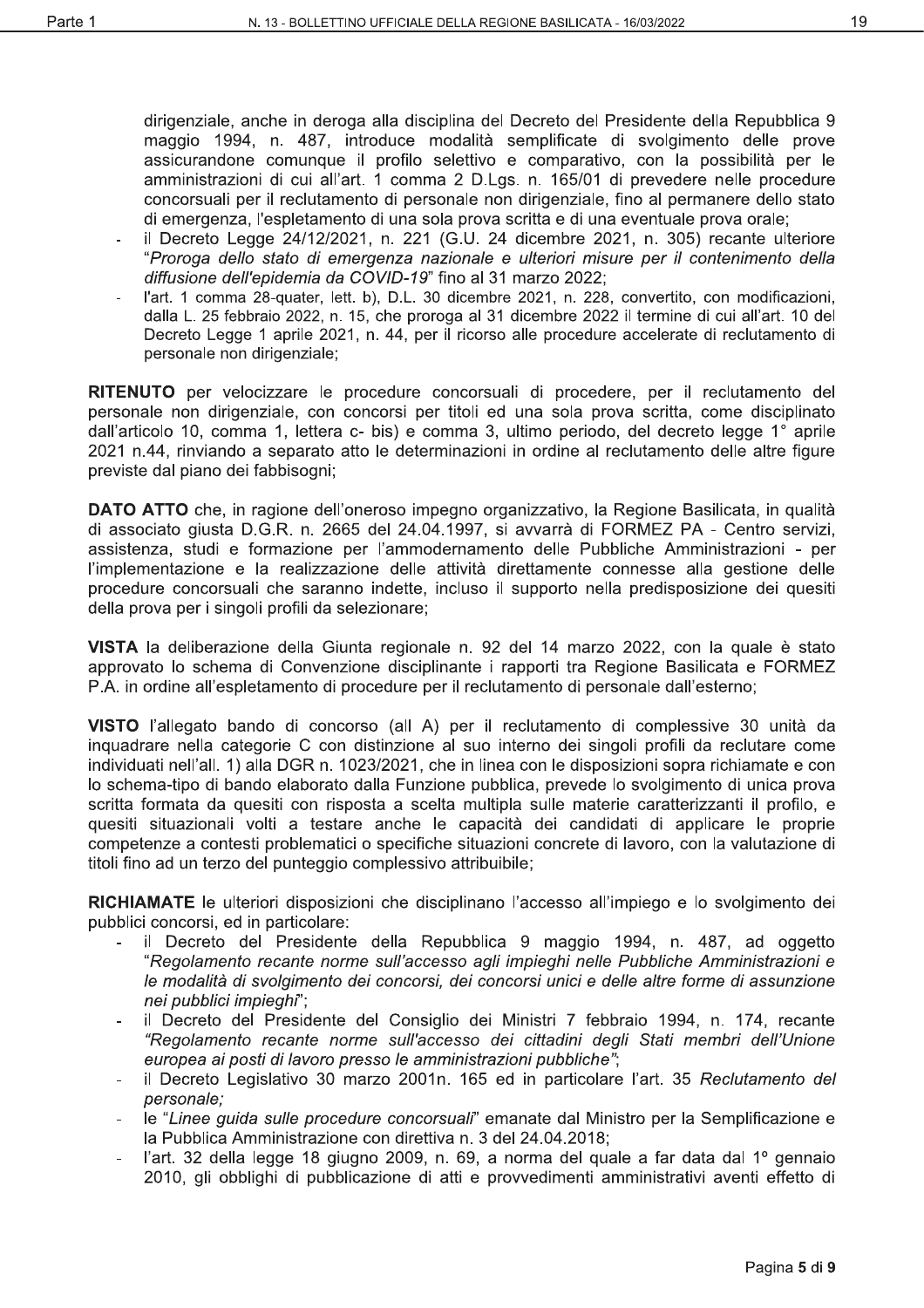dirigenziale, anche in deroga alla disciplina del Decreto del Presidente della Repubblica 9 maggio 1994, n. 487, introduce modalità semplificate di svolgimento delle prove assicurandone comunque il profilo selettivo e comparativo, con la possibilità per le amministrazioni di cui all'art. 1 comma 2 D.Lgs. n. 165/01 di prevedere nelle procedure concorsuali per il reclutamento di personale non dirigenziale, fino al permanere dello stato di emergenza, l'espletamento di una sola prova scritta e di una eventuale prova orale;

- il Decreto Legge 24/12/2021, n. 221 (G.U. 24 dicembre 2021, n. 305) recante ulteriore "*Proroga dello stato di emergenza nazionale e ulteriori misure per il contenimento della diffusione dell'epidemia da COVID-19*" fino al 31 marzo 2022;
- l'art. 1 comma 28-quater, lett. b), D.L. 30 dicembre 2021, n. 228, convertito, con modificazioni, dalla L. 25 febbraio 2022, n. 15, che proroga al 31 dicembre 2022 il termine di cui all'art. 10 del Decreto Legge 1 aprile 2021, n. 44, per il ricorso alle procedure accelerate di reclutamento di personale non dirigenziale;

**RITENUTO** per velocizzare le procedure concorsuali di procedere, per il reclutamento del personale non dirigenziale, con concorsi per titoli ed una sola prova scritta, come disciplinato dall'articolo 10, comma 1, lettera c- bis) e comma 3, ultimo periodo, del decreto legge 1° aprile 2021 n.44, rinviando a separato atto le determinazioni in ordine al reclutamento delle altre figure previste dal piano dei fabbisogni;

**DATO ATTO** che, in ragione dell'oneroso impegno organizzativo, la Regione Basilicata, in qualità di associato giusta D.G.R. n. 2665 del 24.04.1997, si avvarrà di FORMEZ PA - Centro servizi, assistenza, studi e formazione per l'ammodernamento delle Pubbliche Amministrazioni - per l'implementazione e la realizzazione delle attività direttamente connesse alla gestione delle procedure concorsuali che saranno indette, incluso il supporto nella predisposizione dei quesiti della prova per i singoli profili da selezionare;

**VISTA** la deliberazione della Giunta regionale n. 92 del 14 marzo 2022, con la quale è stato approvato lo schema di Convenzione disciplinante i rapporti tra Regione Basilicata e FORMEZ P.A. in ordine all'espletamento di procedure per il reclutamento di personale dall'esterno;

**VISTO** l'allegato bando di concorso (all A) per il reclutamento di complessive 30 unità da inquadrare nella categorie C con distinzione al suo interno dei singoli profili da reclutare come individuati nell'all. 1) alla DGR n. 1023/2021, che in linea con le disposizioni sopra richiamate e con lo schema-tipo di bando elaborato dalla Funzione pubblica, prevede lo svolgimento di unica prova scritta formata da quesiti con risposta a scelta multipla sulle materie caratterizzanti il profilo, e quesiti situazionali volti a testare anche le capacità dei candidati di applicare le proprie competenze a contesti problematici o specifiche situazioni concrete di lavoro, con la valutazione di titoli fino ad un terzo del punteggio complessivo attribuibile;

**RICHIAMATE** le ulteriori disposizioni che disciplinano l'accesso all'impiego e lo svolgimento dei pubblici concorsi, ed in particolare:

- il Decreto del Presidente della Repubblica 9 maggio 1994, n. 487, ad oggetto "*Regolamento recante norme sull'accesso agli impieghi nelle Pubbliche Amministrazioni e le modalità di svolgimento dei concorsi, dei concorsi unici e delle altre forme di assunzione nei pubblici impieghi*";
- il Decreto del Presidente del Consiglio dei Ministri 7 febbraio 1994, n. 174, recante "*Regolamento recante norme sull'accesso dei cittadini degli Stati membri dell'Unione europea ai posti di lavoro presso le amministrazioni pubbliche*";
- il Decreto Legislativo 30 marzo 2001n. 165 ed in particolare l'art. 35 *Reclutamento del personale;*
- le "*Linee guida sulle procedure concorsuali*" emanate dal Ministro per la Semplificazione e la Pubblica Amministrazione con direttiva n. 3 del 24.04.2018;
- l'art. 32 della legge 18 giugno 2009, n. 69, a norma del quale a far data dal 1° gennaio 2010, gli obblighi di pubblicazione di atti e provvedimenti amministrativi aventi effetto di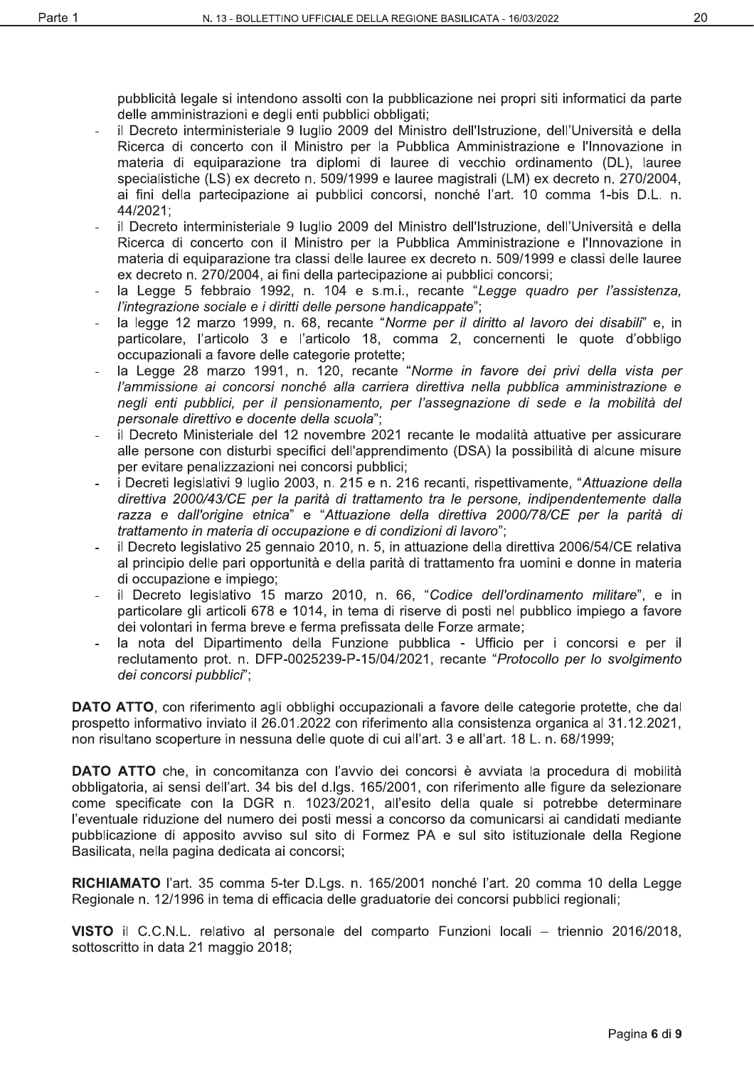pubblicità legale si intendono assolti con la pubblicazione nei propri siti informatici da parte delle amministrazioni e degli enti pubblici obbligati;

- il Decreto interministeriale 9 luglio 2009 del Ministro dell'Istruzione, dell'Università e della Ricerca di concerto con il Ministro per la Pubblica Amministrazione e l'Innovazione in materia di equiparazione tra diplomi di lauree di vecchio ordinamento (DL), lauree specialistiche (LS) ex decreto n. 509/1999 e lauree magistrali (LM) ex decreto n. 270/2004, ai fini della partecipazione ai pubblici concorsi, nonché l'art. 10 comma 1-bis D.L. n. 44/2021;
- il Decreto interministeriale 9 luglio 2009 del Ministro dell'Istruzione, dell'Università e della Ricerca di concerto con il Ministro per la Pubblica Amministrazione e l'Innovazione in materia di equiparazione tra classi delle lauree ex decreto n. 509/1999 e classi delle lauree ex decreto n. 270/2004, ai fini della partecipazione ai pubblici concorsi;
- la Legge 5 febbraio 1992, n. 104 e s.m.i., recante "*Legge quadro per l'assistenza, l'integrazione sociale e i diritti delle persone handicappate*";
- la legge 12 marzo 1999, n. 68, recante "*Norme per il diritto al lavoro dei disabili*" e, in particolare, l'articolo 3 e l'articolo 18, comma 2, concernenti le quote d'obbligo occupazionali a favore delle categorie protette;
- la Legge 28 marzo 1991, n. 120, recante "*Norme in favore dei privi della vista per l'ammissione ai concorsi nonché alla carriera direttiva nella pubblica amministrazione e negli enti pubblici, per il pensionamento, per l'assegnazione di sede e la mobilità del personale direttivo e docente della scuola*";
- il Decreto Ministeriale del 12 novembre 2021 recante le modalità attuative per assicurare alle persone con disturbi specifici dell'apprendimento (DSA) la possibilità di alcune misure per evitare penalizzazioni nei concorsi pubblici;
- i Decreti legislativi 9 luglio 2003, n. 215 e n. 216 recanti, rispettivamente, "*Attuazione della direttiva 2000/43/CE per la parità di trattamento tra le persone, indipendentemente dalla razza e dall'origine etnica*" e "*Attuazione della direttiva 2000/78/CE per la parità di trattamento in materia di occupazione e di condizioni di lavoro*";
- il Decreto legislativo 25 gennaio 2010, n. 5, in attuazione della direttiva 2006/54/CE relativa al principio delle pari opportunità e della parità di trattamento fra uomini e donne in materia di occupazione e impiego;
- il Decreto legislativo 15 marzo 2010, n. 66, "*Codice dell'ordinamento militare*", e in particolare gli articoli 678 e 1014, in tema di riserve di posti nel pubblico impiego a favore dei volontari in ferma breve e ferma prefissata delle Forze armate;
- la nota del Dipartimento della Funzione pubblica - Ufficio per i concorsi e per il reclutamento prot. n. DFP-0025239-P-15/04/2021, recante "*Protocollo per lo svolgimento dei concorsi pubblici*";

**DATO ATTO**, con riferimento agli obblighi occupazionali a favore delle categorie protette, che dal prospetto informativo inviato il 26.01.2022 con riferimento alla consistenza organica al 31.12.2021, non risultano scoperture in nessuna delle quote di cui all'art. 3 e all'art. 18 L. n. 68/1999;

**DATO ATTO** che, in concomitanza con l'avvio dei concorsi è avviata la procedura di mobilità obbligatoria, ai sensi dell'art. 34 bis del d.lgs. 165/2001, con riferimento alle figure da selezionare come specificate con la DGR n. 1023/2021, all'esito della quale si potrebbe determinare l'eventuale riduzione del numero dei posti messi a concorso da comunicarsi ai candidati mediante pubblicazione di apposito avviso sul sito di Formez PA e sul sito istituzionale della Regione Basilicata, nella pagina dedicata ai concorsi;

**RICHIAMATO** l'art. 35 comma 5-ter D.Lgs. n. 165/2001 nonché l'art. 20 comma 10 della Legge Regionale n. 12/1996 in tema di efficacia delle graduatorie dei concorsi pubblici regionali;

**VISTO** il C.C.N.L. relativo al personale del comparto Funzioni locali – triennio 2016/2018, sottoscritto in data 21 maggio 2018;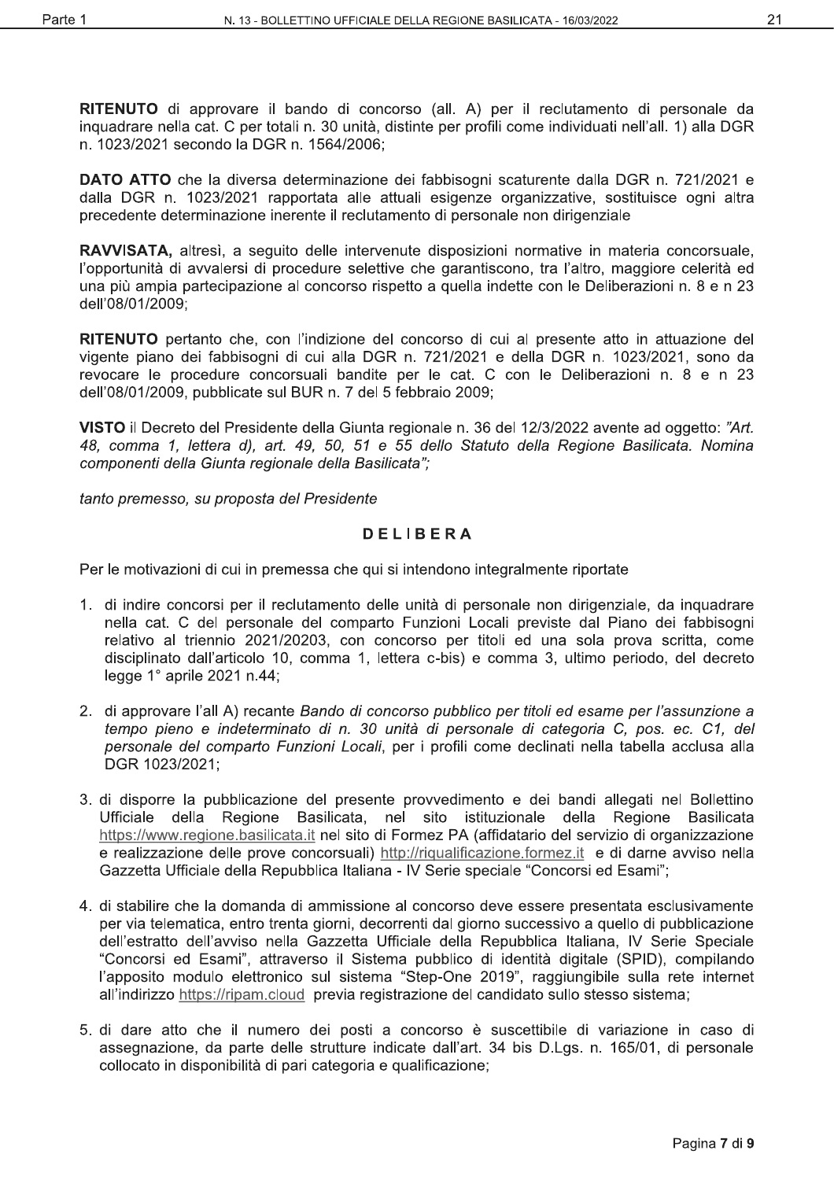**RITENUTO** di approvare il bando di concorso (all. A) per il reclutamento di personale da inquadrare nella cat. C per totali n. 30 unità, distinte per profili come individuati nell'all. 1) alla DGR n. 1023/2021 secondo la DGR n. 1564/2006;

**DATO ATTO** che la diversa determinazione dei fabbisogni scaturente dalla DGR n. 721/2021 e dalla DGR n. 1023/2021 rapportata alle attuali esigenze organizzative, sostituisce ogni altra precedente determinazione inerente il reclutamento di personale non dirigenziale

**RAVVISATA,** altresì, a seguito delle intervenute disposizioni normative in materia concorsuale, l'opportunità di avvalersi di procedure selettive che garantiscono, tra l'altro, maggiore celerità ed una più ampia partecipazione al concorso rispetto a quella indette con le Deliberazioni n. 8 e n 23 dell'08/01/2009;

**RITENUTO** pertanto che, con l'indizione del concorso di cui al presente atto in attuazione del vigente piano dei fabbisogni di cui alla DGR n. 721/2021 e della DGR n. 1023/2021, sono da revocare le procedure concorsuali bandite per le cat. C con le Deliberazioni n. 8 e n 23 dell'08/01/2009, pubblicate sul BUR n. 7 del 5 febbraio 2009;

**VISTO** il Decreto del Presidente della Giunta regionale n. 36 del 12/3/2022 avente ad oggetto: *"Art. 48, comma 1, lettera d), art. 49, 50, 51 e 55 dello Statuto della Regione Basilicata. Nomina componenti della Giunta regionale della Basilicata";*

*tanto premesso, su proposta del Presidente*

## DELIBERA

Per le motivazioni di cui in premessa che qui si intendono integralmente riportate

1. di indire concorsi per il reclutamento delle unità di personale non dirigenziale, da inquadrare nella cat. C del personale del comparto Funzioni Locali previste dal Piano dei fabbisogni relativo al triennio 2021/20203, con concorso per titoli ed una sola prova scritta, come disciplinato dall'articolo 10, comma 1, lettera c-bis) e comma 3, ultimo periodo, del decreto legge 1° aprile 2021 n.44;

2. di approvare l'all A) recante *Bando di concorso pubblico per titoli ed esame per l'assunzione a tempo pieno e indeterminato di n. 30 unità di personale di categoria C, pos. ec. C1, del personale del comparto Funzioni Locali*, per i profili come declinati nella tabella acclusa alla DGR 1023/2021;

3. di disporre la pubblicazione del presente provvedimento e dei bandi allegati nel Bollettino Ufficiale della Regione Basilicata, nel sito istituzionale della Regione Basilicata https://www.regione.basilicata.it nel sito di Formez PA (affidatario del servizio di organizzazione e realizzazione delle prove concorsuali) http://riqualificazione.formez.it e di darne avviso nella Gazzetta Ufficiale della Repubblica Italiana - IV Serie speciale "Concorsi ed Esami";

4. di stabilire che la domanda di ammissione al concorso deve essere presentata esclusivamente per via telematica, entro trenta giorni, decorrenti dal giorno successivo a quello di pubblicazione dell'estratto dell'avviso nella Gazzetta Ufficiale della Repubblica Italiana, IV Serie Speciale "Concorsi ed Esami", attraverso il Sistema pubblico di identità digitale (SPID), compilando l'apposito modulo elettronico sul sistema "Step-One 2019", raggiungibile sulla rete internet all'indirizzo https://ripam.cloud previa registrazione del candidato sullo stesso sistema;

5. di dare atto che il numero dei posti a concorso è suscettibile di variazione in caso di assegnazione, da parte delle strutture indicate dall'art. 34 bis D.Lgs. n. 165/01, di personale collocato in disponibilità di pari categoria e qualificazione;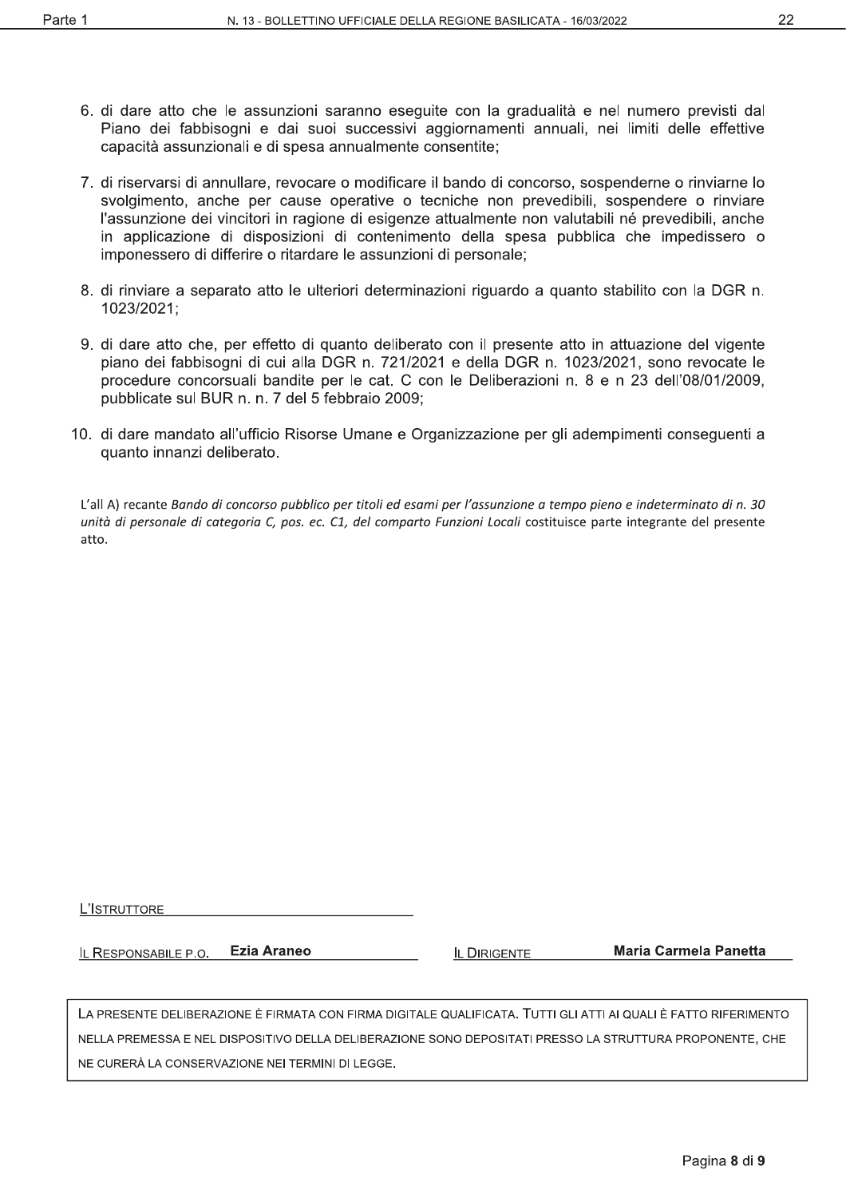6. di dare atto che le assunzioni saranno eseguite con la gradualità e nel numero previsti dal Piano dei fabbisogni e dai suoi successivi aggiornamenti annuali, nei limiti delle effettive capacità assunzionali e di spesa annualmente consentite;

7. di riservarsi di annullare, revocare o modificare il bando di concorso, sospenderne o rinviarne lo svolgimento, anche per cause operative o tecniche non prevedibili, sospendere o rinviare l'assunzione dei vincitori in ragione di esigenze attualmente non valutabili né prevedibili, anche in applicazione di disposizioni di contenimento della spesa pubblica che impedissero o imponessero di differire o ritardare le assunzioni di personale;

8. di rinviare a separato atto le ulteriori determinazioni riguardo a quanto stabilito con la DGR n. 1023/2021;

9. di dare atto che, per effetto di quanto deliberato con il presente atto in attuazione del vigente piano dei fabbisogni di cui alla DGR n. 721/2021 e della DGR n. 1023/2021, sono revocate le procedure concorsuali bandite per le cat. C con le Deliberazioni n. 8 e n 23 dell'08/01/2009, pubblicate sul BUR n. n. 7 del 5 febbraio 2009;

10. di dare mandato all'ufficio Risorse Umane e Organizzazione per gli adempimenti conseguenti a quanto innanzi deliberato.

L'all A) recante *Bando di concorso pubblico per titoli ed esami per l'assunzione a tempo pieno e indeterminato di n. 30 unità di personale di categoria C, pos. ec. C1, del comparto Funzioni Locali* costituisce parte integrante del presente atto.

L'ISTRUTTORE

IL RESPONSABILE P.O. **Ezia Araneo** IL DIRIGENTE **Maria Carmela Panetta**

LA PRESENTE DELIBERAZIONE È FIRMATA CON FIRMA DIGITALE QUALIFICATA. TUTTI GLI ATTI AI QUALI È FATTO RIFERIMENTO NELLA PREMESSA E NEL DISPOSITIVO DELLA DELIBERAZIONE SONO DEPOSITATI PRESSO LA STRUTTURA PROPONENTE, CHE NE CURERÀ LA CONSERVAZIONE NEI TERMINI DI LEGGE.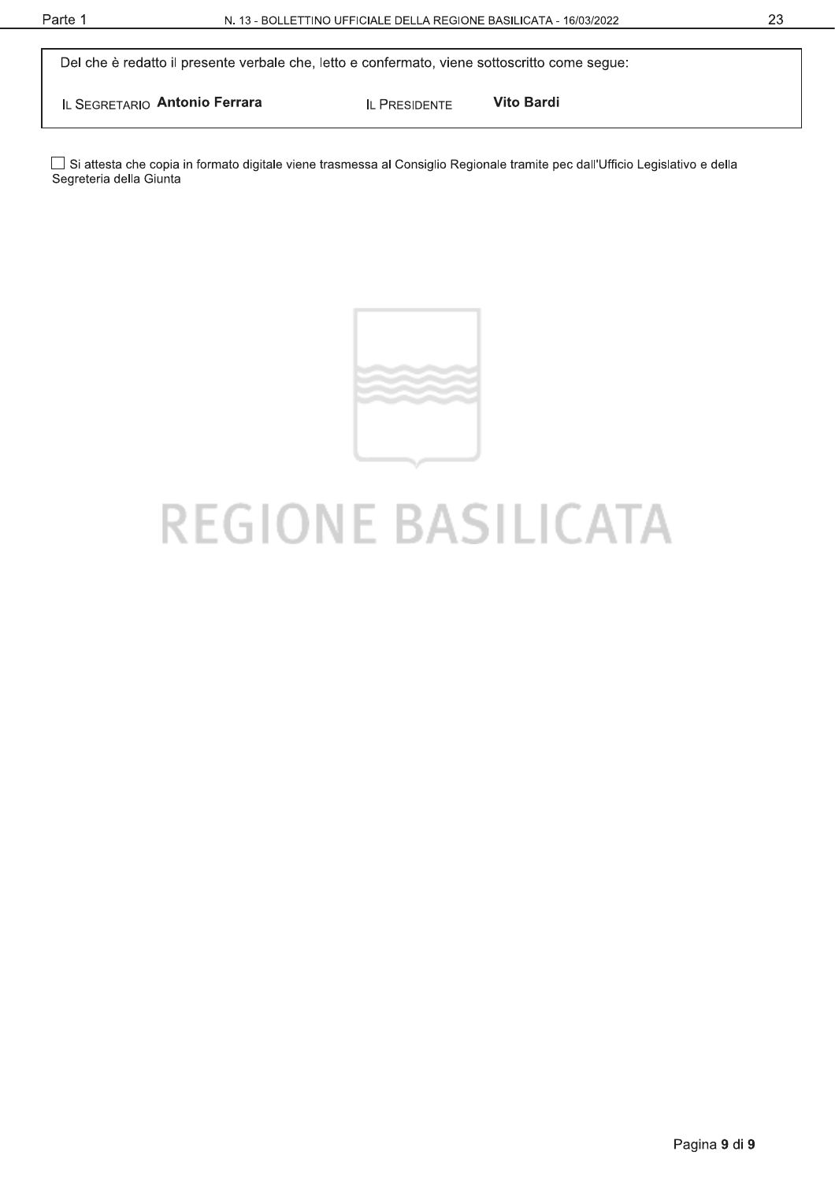Del che è redatto il presente verbale che, letto e confermato, viene sottoscritto come segue:

| IL SEGRETARIO **Antonio Ferrara** | IL PRESIDENTE **Vito Bardi** |
|---|---|

☐ Si attesta che copia in formato digitale viene trasmessa al Consiglio Regionale tramite pec dall'Ufficio Legislativo e della Segreteria della Giunta

REGIONE BASILICATA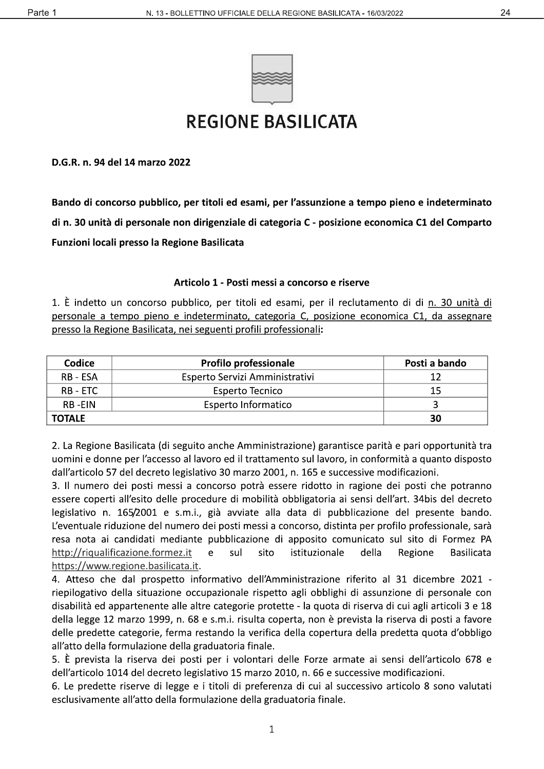# REGIONE BASILICATA

**D.G.R. n. 94 del 14 marzo 2022**

**Bando di concorso pubblico, per titoli ed esami, per l'assunzione a tempo pieno e indeterminato di n. 30 unità di personale non dirigenziale di categoria C - posizione economica C1 del Comparto Funzioni locali presso la Regione Basilicata**

### Articolo 1 - Posti messi a concorso e riserve

1. È indetto un concorso pubblico, per titoli ed esami, per il reclutamento di di n. 30 unità di personale a tempo pieno e indeterminato, categoria C, posizione economica C1, da assegnare presso la Regione Basilicata, nei seguenti profili professionali**:**

| Codice | Profilo professionale | Posti a bando |
|---|---|---|
| RB - ESA | Esperto Servizi Amministrativi | 12 |
| RB - ETC | Esperto Tecnico | 15 |
| RB -EIN | Esperto Informatico | 3 |
| **TOTALE** | | **30** |

2. La Regione Basilicata (di seguito anche Amministrazione) garantisce parità e pari opportunità tra uomini e donne per l'accesso al lavoro ed il trattamento sul lavoro, in conformità a quanto disposto dall'articolo 57 del decreto legislativo 30 marzo 2001, n. 165 e successive modificazioni.

3. Il numero dei posti messi a concorso potrà essere ridotto in ragione dei posti che potranno essere coperti all'esito delle procedure di mobilità obbligatoria ai sensi dell'art. 34bis del decreto legislativo n. 165/2001 e s.m.i., già avviate alla data di pubblicazione del presente bando. L'eventuale riduzione del numero dei posti messi a concorso, distinta per profilo professionale, sarà resa nota ai candidati mediante pubblicazione di apposito comunicato sul sito di Formez PA http://riqualificazione.formez.it e sul sito istituzionale della Regione Basilicata https://www.regione.basilicata.it.

4. Atteso che dal prospetto informativo dell'Amministrazione riferito al 31 dicembre 2021 - riepilogativo della situazione occupazionale rispetto agli obblighi di assunzione di personale con disabilità ed appartenente alle altre categorie protette - la quota di riserva di cui agli articoli 3 e 18 della legge 12 marzo 1999, n. 68 e s.m.i. risulta coperta, non è prevista la riserva di posti a favore delle predette categorie, ferma restando la verifica della copertura della predetta quota d'obbligo all'atto della formulazione della graduatoria finale.

5. È prevista la riserva dei posti per i volontari delle Forze armate ai sensi dell'articolo 678 e dell'articolo 1014 del decreto legislativo 15 marzo 2010, n. 66 e successive modificazioni.

6. Le predette riserve di legge e i titoli di preferenza di cui al successivo articolo 8 sono valutati esclusivamente all'atto della formulazione della graduatoria finale.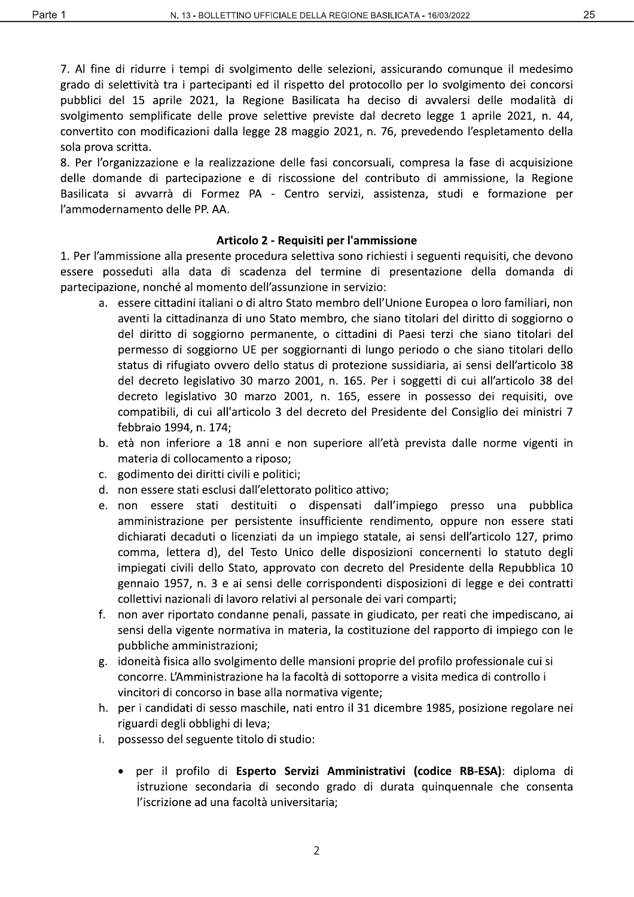7. Al fine di ridurre i tempi di svolgimento delle selezioni, assicurando comunque il medesimo grado di selettività tra i partecipanti ed il rispetto del protocollo per lo svolgimento dei concorsi pubblici del 15 aprile 2021, la Regione Basilicata ha deciso di avvalersi delle modalità di svolgimento semplificate delle prove selettive previste dal decreto legge 1 aprile 2021, n. 44, convertito con modificazioni dalla legge 28 maggio 2021, n. 76, prevedendo l'espletamento della sola prova scritta.

8. Per l'organizzazione e la realizzazione delle fasi concorsuali, compresa la fase di acquisizione delle domande di partecipazione e di riscossione del contributo di ammissione, la Regione Basilicata si avvarrà di Formez PA - Centro servizi, assistenza, studi e formazione per l'ammodernamento delle PP. AA.

### Articolo 2 - Requisiti per l'ammissione

1. Per l'ammissione alla presente procedura selettiva sono richiesti i seguenti requisiti, che devono essere posseduti alla data di scadenza del termine di presentazione della domanda di partecipazione, nonché al momento dell'assunzione in servizio:

   a. essere cittadini italiani o di altro Stato membro dell'Unione Europea o loro familiari, non aventi la cittadinanza di uno Stato membro, che siano titolari del diritto di soggiorno o del diritto di soggiorno permanente, o cittadini di Paesi terzi che siano titolari del permesso di soggiorno UE per soggiornanti di lungo periodo o che siano titolari dello status di rifugiato ovvero dello status di protezione sussidiaria, ai sensi dell'articolo 38 del decreto legislativo 30 marzo 2001, n. 165. Per i soggetti di cui all'articolo 38 del decreto legislativo 30 marzo 2001, n. 165, essere in possesso dei requisiti, ove compatibili, di cui all'articolo 3 del decreto del Presidente del Consiglio dei ministri 7 febbraio 1994, n. 174;

   b. età non inferiore a 18 anni e non superiore all'età prevista dalle norme vigenti in materia di collocamento a riposo;

   c. godimento dei diritti civili e politici;

   d. non essere stati esclusi dall'elettorato politico attivo;

   e. non essere stati destituiti o dispensati dall'impiego presso una pubblica amministrazione per persistente insufficiente rendimento, oppure non essere stati dichiarati decaduti o licenziati da un impiego statale, ai sensi dell'articolo 127, primo comma, lettera d), del Testo Unico delle disposizioni concernenti lo statuto degli impiegati civili dello Stato, approvato con decreto del Presidente della Repubblica 10 gennaio 1957, n. 3 e ai sensi delle corrispondenti disposizioni di legge e dei contratti collettivi nazionali di lavoro relativi al personale dei vari comparti;

   f. non aver riportato condanne penali, passate in giudicato, per reati che impediscano, ai sensi della vigente normativa in materia, la costituzione del rapporto di impiego con le pubbliche amministrazioni;

   g. idoneità fisica allo svolgimento delle mansioni proprie del profilo professionale cui si concorre. L'Amministrazione ha la facoltà di sottoporre a visita medica di controllo i vincitori di concorso in base alla normativa vigente;

   h. per i candidati di sesso maschile, nati entro il 31 dicembre 1985, posizione regolare nei riguardi degli obblighi di leva;

   i. possesso del seguente titolo di studio:

      - per il profilo di **Esperto Servizi Amministrativi (codice RB-ESA)**: diploma di istruzione secondaria di secondo grado di durata quinquennale che consenta l'iscrizione ad una facoltà universitaria;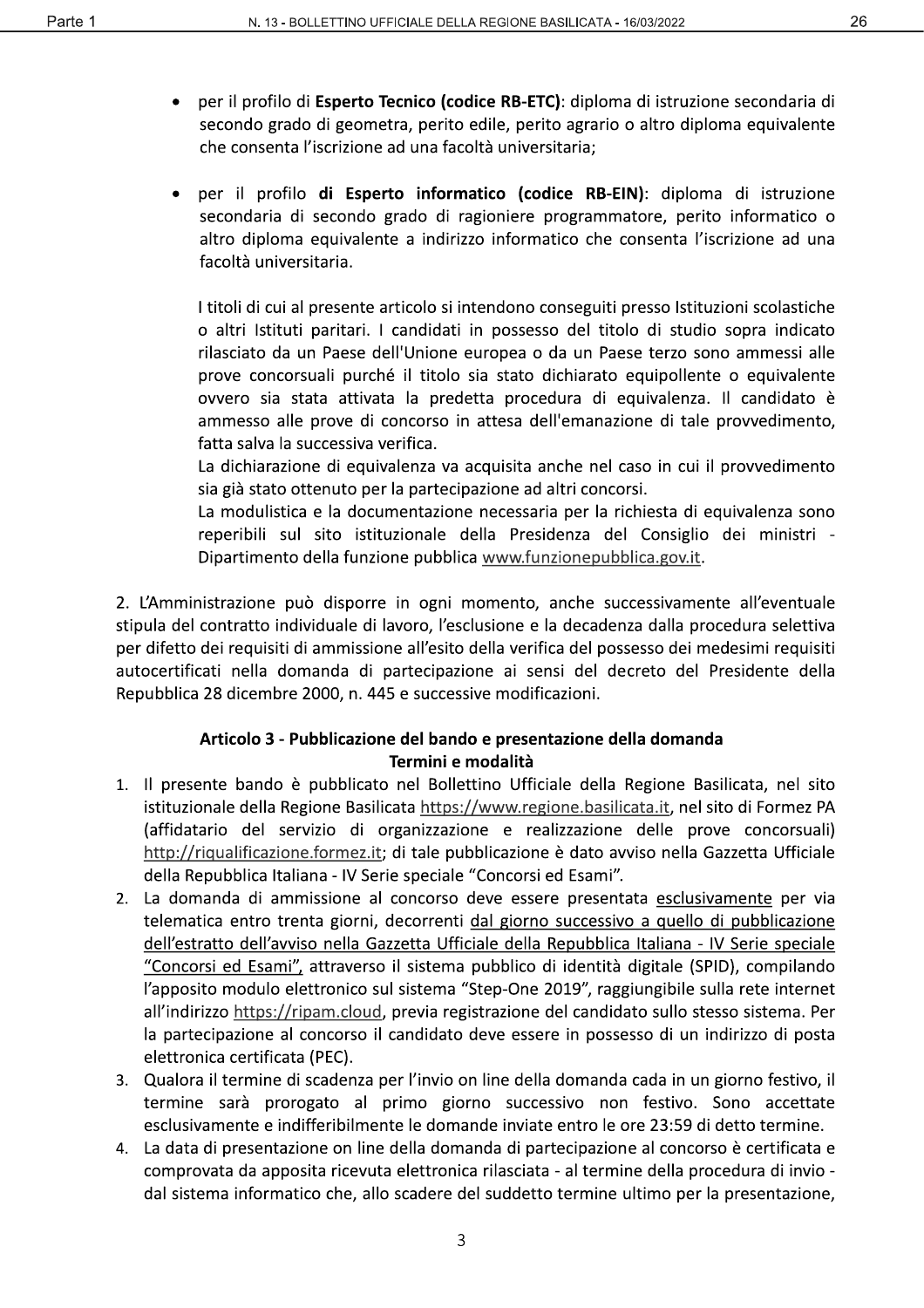- per il profilo di **Esperto Tecnico (codice RB-ETC)**: diploma di istruzione secondaria di secondo grado di geometra, perito edile, perito agrario o altro diploma equivalente che consenta l'iscrizione ad una facoltà universitaria;

- per il profilo **di Esperto informatico (codice RB-EIN)**: diploma di istruzione secondaria di secondo grado di ragioniere programmatore, perito informatico o altro diploma equivalente a indirizzo informatico che consenta l'iscrizione ad una facoltà universitaria.

  I titoli di cui al presente articolo si intendono conseguiti presso Istituzioni scolastiche o altri Istituti paritari. I candidati in possesso del titolo di studio sopra indicato rilasciato da un Paese dell'Unione europea o da un Paese terzo sono ammessi alle prove concorsuali purché il titolo sia stato dichiarato equipollente o equivalente ovvero sia stata attivata la predetta procedura di equivalenza. Il candidato è ammesso alle prove di concorso in attesa dell'emanazione di tale provvedimento, fatta salva la successiva verifica.

  La dichiarazione di equivalenza va acquisita anche nel caso in cui il provvedimento sia già stato ottenuto per la partecipazione ad altri concorsi.

  La modulistica e la documentazione necessaria per la richiesta di equivalenza sono reperibili sul sito istituzionale della Presidenza del Consiglio dei ministri - Dipartimento della funzione pubblica www.funzionepubblica.gov.it.

2. L'Amministrazione può disporre in ogni momento, anche successivamente all'eventuale stipula del contratto individuale di lavoro, l'esclusione e la decadenza dalla procedura selettiva per difetto dei requisiti di ammissione all'esito della verifica del possesso dei medesimi requisiti autocertificati nella domanda di partecipazione ai sensi del decreto del Presidente della Repubblica 28 dicembre 2000, n. 445 e successive modificazioni.

### Articolo 3 - Pubblicazione del bando e presentazione della domanda Termini e modalità

1. Il presente bando è pubblicato nel Bollettino Ufficiale della Regione Basilicata, nel sito istituzionale della Regione Basilicata https://www.regione.basilicata.it, nel sito di Formez PA (affidatario del servizio di organizzazione e realizzazione delle prove concorsuali) http://riqualificazione.formez.it; di tale pubblicazione è dato avviso nella Gazzetta Ufficiale della Repubblica Italiana - IV Serie speciale "Concorsi ed Esami".
2. La domanda di ammissione al concorso deve essere presentata esclusivamente per via telematica entro trenta giorni, decorrenti dal giorno successivo a quello di pubblicazione dell'estratto dell'avviso nella Gazzetta Ufficiale della Repubblica Italiana - IV Serie speciale "Concorsi ed Esami", attraverso il sistema pubblico di identità digitale (SPID), compilando l'apposito modulo elettronico sul sistema "Step-One 2019", raggiungibile sulla rete internet all'indirizzo https://ripam.cloud, previa registrazione del candidato sullo stesso sistema. Per la partecipazione al concorso il candidato deve essere in possesso di un indirizzo di posta elettronica certificata (PEC).
3. Qualora il termine di scadenza per l'invio on line della domanda cada in un giorno festivo, il termine sarà prorogato al primo giorno successivo non festivo. Sono accettate esclusivamente e indifferibilmente le domande inviate entro le ore 23:59 di detto termine.
4. La data di presentazione on line della domanda di partecipazione al concorso è certificata e comprovata da apposita ricevuta elettronica rilasciata - al termine della procedura di invio - dal sistema informatico che, allo scadere del suddetto termine ultimo per la presentazione,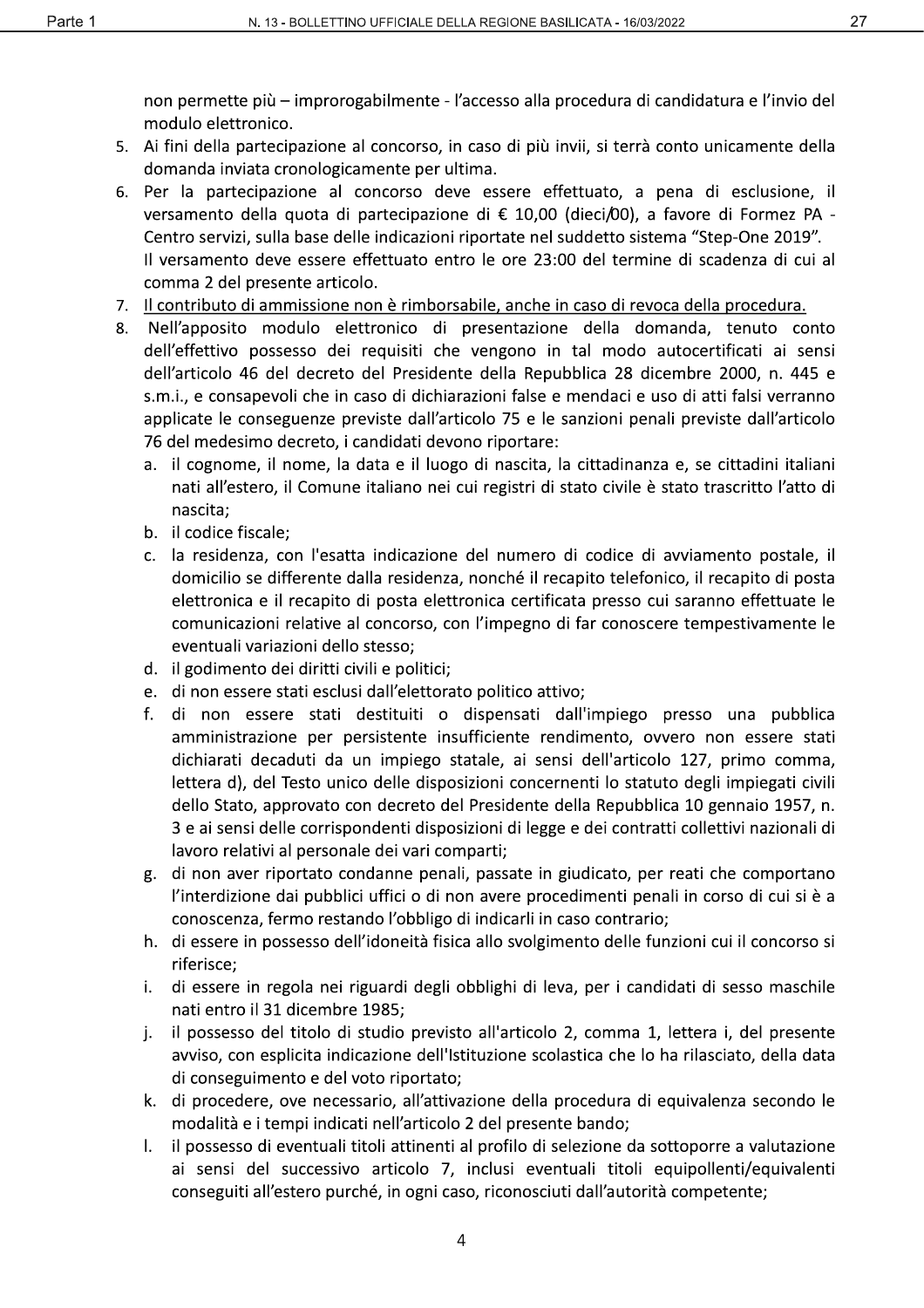non permette più – improrogabilmente - l'accesso alla procedura di candidatura e l'invio del modulo elettronico.

5. Ai fini della partecipazione al concorso, in caso di più invii, si terrà conto unicamente della domanda inviata cronologicamente per ultima.
6. Per la partecipazione al concorso deve essere effettuato, a pena di esclusione, il versamento della quota di partecipazione di € 10,00 (dieci/00), a favore di Formez PA - Centro servizi, sulla base delle indicazioni riportate nel suddetto sistema "Step-One 2019".
   Il versamento deve essere effettuato entro le ore 23:00 del termine di scadenza di cui al comma 2 del presente articolo.
7. Il contributo di ammissione non è rimborsabile, anche in caso di revoca della procedura.
8. Nell'apposito modulo elettronico di presentazione della domanda, tenuto conto dell'effettivo possesso dei requisiti che vengono in tal modo autocertificati ai sensi dell'articolo 46 del decreto del Presidente della Repubblica 28 dicembre 2000, n. 445 e s.m.i., e consapevoli che in caso di dichiarazioni false e mendaci e uso di atti falsi verranno applicate le conseguenze previste dall'articolo 75 e le sanzioni penali previste dall'articolo 76 del medesimo decreto, i candidati devono riportare:
   a. il cognome, il nome, la data e il luogo di nascita, la cittadinanza e, se cittadini italiani nati all'estero, il Comune italiano nei cui registri di stato civile è stato trascritto l'atto di nascita;
   b. il codice fiscale;
   c. la residenza, con l'esatta indicazione del numero di codice di avviamento postale, il domicilio se differente dalla residenza, nonché il recapito telefonico, il recapito di posta elettronica e il recapito di posta elettronica certificata presso cui saranno effettuate le comunicazioni relative al concorso, con l'impegno di far conoscere tempestivamente le eventuali variazioni dello stesso;
   d. il godimento dei diritti civili e politici;
   e. di non essere stati esclusi dall'elettorato politico attivo;
   f. di non essere stati destituiti o dispensati dall'impiego presso una pubblica amministrazione per persistente insufficiente rendimento, ovvero non essere stati dichiarati decaduti da un impiego statale, ai sensi dell'articolo 127, primo comma, lettera d), del Testo unico delle disposizioni concernenti lo statuto degli impiegati civili dello Stato, approvato con decreto del Presidente della Repubblica 10 gennaio 1957, n. 3 e ai sensi delle corrispondenti disposizioni di legge e dei contratti collettivi nazionali di lavoro relativi al personale dei vari comparti;
   g. di non aver riportato condanne penali, passate in giudicato, per reati che comportano l'interdizione dai pubblici uffici o di non avere procedimenti penali in corso di cui si è a conoscenza, fermo restando l'obbligo di indicarli in caso contrario;
   h. di essere in possesso dell'idoneità fisica allo svolgimento delle funzioni cui il concorso si riferisce;
   i. di essere in regola nei riguardi degli obblighi di leva, per i candidati di sesso maschile nati entro il 31 dicembre 1985;
   j. il possesso del titolo di studio previsto all'articolo 2, comma 1, lettera i, del presente avviso, con esplicita indicazione dell'Istituzione scolastica che lo ha rilasciato, della data di conseguimento e del voto riportato;
   k. di procedere, ove necessario, all'attivazione della procedura di equivalenza secondo le modalità e i tempi indicati nell'articolo 2 del presente bando;
   l. il possesso di eventuali titoli attinenti al profilo di selezione da sottoporre a valutazione ai sensi del successivo articolo 7, inclusi eventuali titoli equipollenti/equivalenti conseguiti all'estero purché, in ogni caso, riconosciuti dall'autorità competente;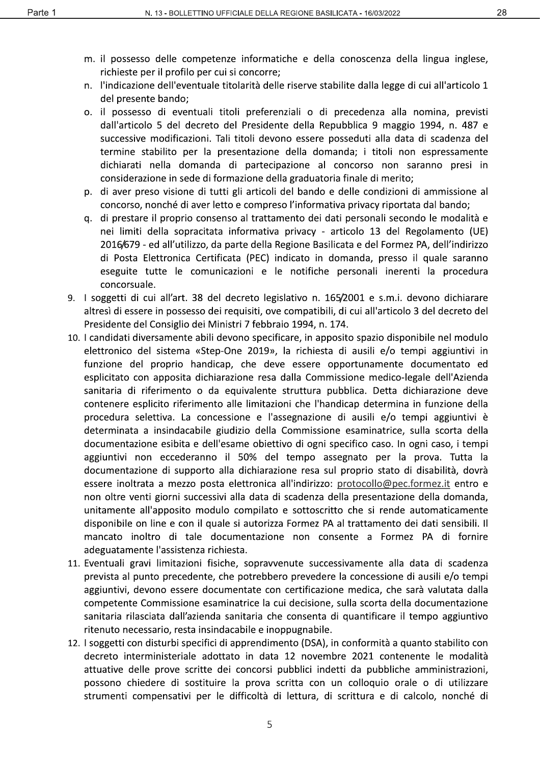m. il possesso delle competenze informatiche e della conoscenza della lingua inglese, richieste per il profilo per cui si concorre;
n. l'indicazione dell'eventuale titolarità delle riserve stabilite dalla legge di cui all'articolo 1 del presente bando;
o. il possesso di eventuali titoli preferenziali o di precedenza alla nomina, previsti dall'articolo 5 del decreto del Presidente della Repubblica 9 maggio 1994, n. 487 e successive modificazioni. Tali titoli devono essere posseduti alla data di scadenza del termine stabilito per la presentazione della domanda; i titoli non espressamente dichiarati nella domanda di partecipazione al concorso non saranno presi in considerazione in sede di formazione della graduatoria finale di merito;
p. di aver preso visione di tutti gli articoli del bando e delle condizioni di ammissione al concorso, nonché di aver letto e compreso l'informativa privacy riportata dal bando;
q. di prestare il proprio consenso al trattamento dei dati personali secondo le modalità e nei limiti della sopracitata informativa privacy - articolo 13 del Regolamento (UE) 2016/679 - ed all'utilizzo, da parte della Regione Basilicata e del Formez PA, dell'indirizzo di Posta Elettronica Certificata (PEC) indicato in domanda, presso il quale saranno eseguite tutte le comunicazioni e le notifiche personali inerenti la procedura concorsuale.

9. I soggetti di cui all'art. 38 del decreto legislativo n. 165/2001 e s.m.i. devono dichiarare altresì di essere in possesso dei requisiti, ove compatibili, di cui all'articolo 3 del decreto del Presidente del Consiglio dei Ministri 7 febbraio 1994, n. 174.
10. I candidati diversamente abili devono specificare, in apposito spazio disponibile nel modulo elettronico del sistema «Step-One 2019», la richiesta di ausili e/o tempi aggiuntivi in funzione del proprio handicap, che deve essere opportunamente documentato ed esplicitato con apposita dichiarazione resa dalla Commissione medico-legale dell'Azienda sanitaria di riferimento o da equivalente struttura pubblica. Detta dichiarazione deve contenere esplicito riferimento alle limitazioni che l'handicap determina in funzione della procedura selettiva. La concessione e l'assegnazione di ausili e/o tempi aggiuntivi è determinata a insindacabile giudizio della Commissione esaminatrice, sulla scorta della documentazione esibita e dell'esame obiettivo di ogni specifico caso. In ogni caso, i tempi aggiuntivi non eccederanno il 50% del tempo assegnato per la prova. Tutta la documentazione di supporto alla dichiarazione resa sul proprio stato di disabilità, dovrà essere inoltrata a mezzo posta elettronica all'indirizzo: protocollo@pec.formez.it entro e non oltre venti giorni successivi alla data di scadenza della presentazione della domanda, unitamente all'apposito modulo compilato e sottoscritto che si rende automaticamente disponibile on line e con il quale si autorizza Formez PA al trattamento dei dati sensibili. Il mancato inoltro di tale documentazione non consente a Formez PA di fornire adeguatamente l'assistenza richiesta.
11. Eventuali gravi limitazioni fisiche, sopravvenute successivamente alla data di scadenza prevista al punto precedente, che potrebbero prevedere la concessione di ausili e/o tempi aggiuntivi, devono essere documentate con certificazione medica, che sarà valutata dalla competente Commissione esaminatrice la cui decisione, sulla scorta della documentazione sanitaria rilasciata dall'azienda sanitaria che consenta di quantificare il tempo aggiuntivo ritenuto necessario, resta insindacabile e inoppugnabile.
12. I soggetti con disturbi specifici di apprendimento (DSA), in conformità a quanto stabilito con decreto interministeriale adottato in data 12 novembre 2021 contenente le modalità attuative delle prove scritte dei concorsi pubblici indetti da pubbliche amministrazioni, possono chiedere di sostituire la prova scritta con un colloquio orale o di utilizzare strumenti compensativi per le difficoltà di lettura, di scrittura e di calcolo, nonché di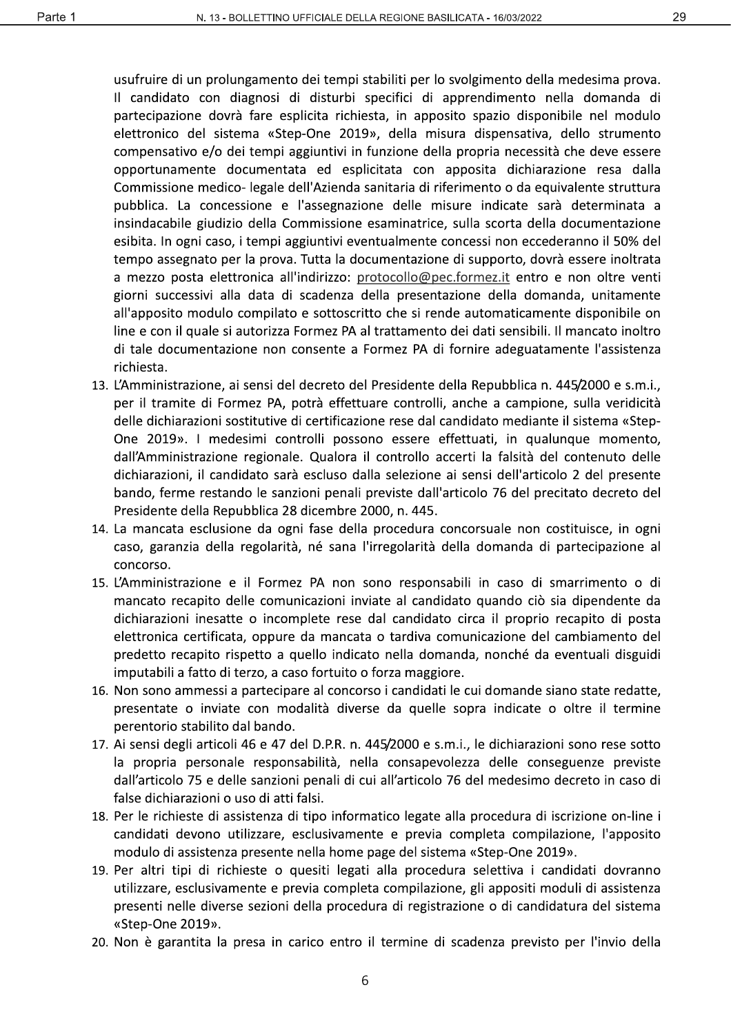usufruire di un prolungamento dei tempi stabiliti per lo svolgimento della medesima prova. Il candidato con diagnosi di disturbi specifici di apprendimento nella domanda di partecipazione dovrà fare esplicita richiesta, in apposito spazio disponibile nel modulo elettronico del sistema «Step-One 2019», della misura dispensativa, dello strumento compensativo e/o dei tempi aggiuntivi in funzione della propria necessità che deve essere opportunamente documentata ed esplicitata con apposita dichiarazione resa dalla Commissione medico- legale dell'Azienda sanitaria di riferimento o da equivalente struttura pubblica. La concessione e l'assegnazione delle misure indicate sarà determinata a insindacabile giudizio della Commissione esaminatrice, sulla scorta della documentazione esibita. In ogni caso, i tempi aggiuntivi eventualmente concessi non eccederanno il 50% del tempo assegnato per la prova. Tutta la documentazione di supporto, dovrà essere inoltrata a mezzo posta elettronica all'indirizzo: protocollo@pec.formez.it entro e non oltre venti giorni successivi alla data di scadenza della presentazione della domanda, unitamente all'apposito modulo compilato e sottoscritto che si rende automaticamente disponibile on line e con il quale si autorizza Formez PA al trattamento dei dati sensibili. Il mancato inoltro di tale documentazione non consente a Formez PA di fornire adeguatamente l'assistenza richiesta.

13. L'Amministrazione, ai sensi del decreto del Presidente della Repubblica n. 445/2000 e s.m.i., per il tramite di Formez PA, potrà effettuare controlli, anche a campione, sulla veridicità delle dichiarazioni sostitutive di certificazione rese dal candidato mediante il sistema «Step-One 2019». I medesimi controlli possono essere effettuati, in qualunque momento, dall'Amministrazione regionale. Qualora il controllo accerti la falsità del contenuto delle dichiarazioni, il candidato sarà escluso dalla selezione ai sensi dell'articolo 2 del presente bando, ferme restando le sanzioni penali previste dall'articolo 76 del precitato decreto del Presidente della Repubblica 28 dicembre 2000, n. 445.
14. La mancata esclusione da ogni fase della procedura concorsuale non costituisce, in ogni caso, garanzia della regolarità, né sana l'irregolarità della domanda di partecipazione al concorso.
15. L'Amministrazione e il Formez PA non sono responsabili in caso di smarrimento o di mancato recapito delle comunicazioni inviate al candidato quando ciò sia dipendente da dichiarazioni inesatte o incomplete rese dal candidato circa il proprio recapito di posta elettronica certificata, oppure da mancata o tardiva comunicazione del cambiamento del predetto recapito rispetto a quello indicato nella domanda, nonché da eventuali disguidi imputabili a fatto di terzo, a caso fortuito o forza maggiore.
16. Non sono ammessi a partecipare al concorso i candidati le cui domande siano state redatte, presentate o inviate con modalità diverse da quelle sopra indicate o oltre il termine perentorio stabilito dal bando.
17. Ai sensi degli articoli 46 e 47 del D.P.R. n. 445/2000 e s.m.i., le dichiarazioni sono rese sotto la propria personale responsabilità, nella consapevolezza delle conseguenze previste dall'articolo 75 e delle sanzioni penali di cui all'articolo 76 del medesimo decreto in caso di false dichiarazioni o uso di atti falsi.
18. Per le richieste di assistenza di tipo informatico legate alla procedura di iscrizione on-line i candidati devono utilizzare, esclusivamente e previa completa compilazione, l'apposito modulo di assistenza presente nella home page del sistema «Step-One 2019».
19. Per altri tipi di richieste o quesiti legati alla procedura selettiva i candidati dovranno utilizzare, esclusivamente e previa completa compilazione, gli appositi moduli di assistenza presenti nelle diverse sezioni della procedura di registrazione o di candidatura del sistema «Step-One 2019».
20. Non è garantita la presa in carico entro il termine di scadenza previsto per l'invio della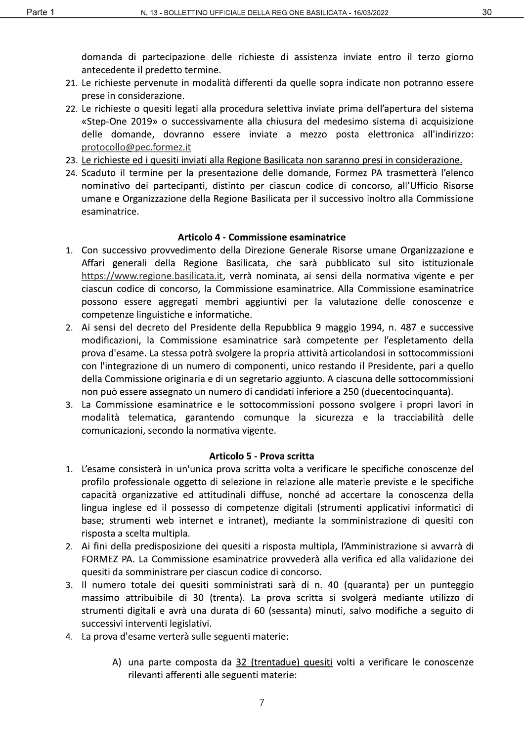domanda di partecipazione delle richieste di assistenza inviate entro il terzo giorno antecedente il predetto termine.

21. Le richieste pervenute in modalità differenti da quelle sopra indicate non potranno essere prese in considerazione.
22. Le richieste o quesiti legati alla procedura selettiva inviate prima dell'apertura del sistema «Step-One 2019» o successivamente alla chiusura del medesimo sistema di acquisizione delle domande, dovranno essere inviate a mezzo posta elettronica all'indirizzo: protocollo@pec.formez.it
23. Le richieste ed i quesiti inviati alla Regione Basilicata non saranno presi in considerazione.
24. Scaduto il termine per la presentazione delle domande, Formez PA trasmetterà l'elenco nominativo dei partecipanti, distinto per ciascun codice di concorso, all'Ufficio Risorse umane e Organizzazione della Regione Basilicata per il successivo inoltro alla Commissione esaminatrice.

### Articolo 4 - Commissione esaminatrice

1. Con successivo provvedimento della Direzione Generale Risorse umane Organizzazione e Affari generali della Regione Basilicata, che sarà pubblicato sul sito istituzionale https://www.regione.basilicata.it, verrà nominata, ai sensi della normativa vigente e per ciascun codice di concorso, la Commissione esaminatrice. Alla Commissione esaminatrice possono essere aggregati membri aggiuntivi per la valutazione delle conoscenze e competenze linguistiche e informatiche.
2. Ai sensi del decreto del Presidente della Repubblica 9 maggio 1994, n. 487 e successive modificazioni, la Commissione esaminatrice sarà competente per l'espletamento della prova d'esame. La stessa potrà svolgere la propria attività articolandosi in sottocommissioni con l'integrazione di un numero di componenti, unico restando il Presidente, pari a quello della Commissione originaria e di un segretario aggiunto. A ciascuna delle sottocommissioni non può essere assegnato un numero di candidati inferiore a 250 (duecentocinquanta).
3. La Commissione esaminatrice e le sottocommissioni possono svolgere i propri lavori in modalità telematica, garantendo comunque la sicurezza e la tracciabilità delle comunicazioni, secondo la normativa vigente.

### Articolo 5 - Prova scritta

1. L'esame consisterà in un'unica prova scritta volta a verificare le specifiche conoscenze del profilo professionale oggetto di selezione in relazione alle materie previste e le specifiche capacità organizzative ed attitudinali diffuse, nonché ad accertare la conoscenza della lingua inglese ed il possesso di competenze digitali (strumenti applicativi informatici di base; strumenti web internet e intranet), mediante la somministrazione di quesiti con risposta a scelta multipla.
2. Ai fini della predisposizione dei quesiti a risposta multipla, l'Amministrazione si avvarrà di FORMEZ PA. La Commissione esaminatrice provvederà alla verifica ed alla validazione dei quesiti da somministrare per ciascun codice di concorso.
3. Il numero totale dei quesiti somministrati sarà di n. 40 (quaranta) per un punteggio massimo attribuibile di 30 (trenta). La prova scritta si svolgerà mediante utilizzo di strumenti digitali e avrà una durata di 60 (sessanta) minuti, salvo modifiche a seguito di successivi interventi legislativi.
4. La prova d'esame verterà sulle seguenti materie:

   A) una parte composta da 32 (trentadue) quesiti volti a verificare le conoscenze rilevanti afferenti alle seguenti materie: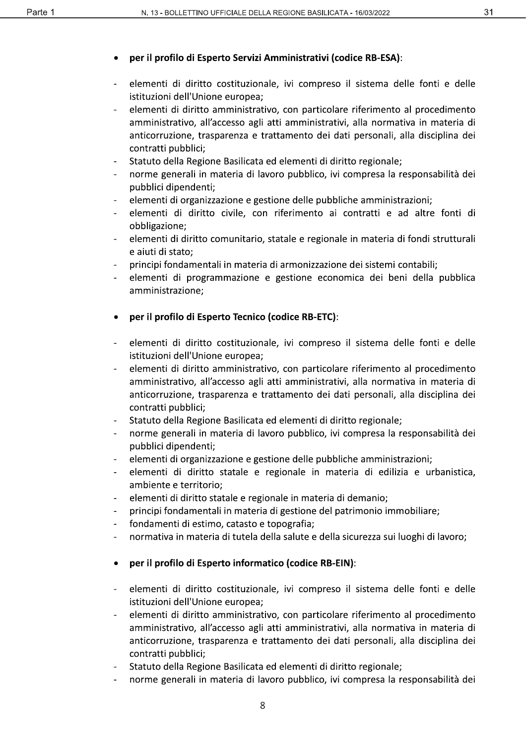- **per il profilo di Esperto Servizi Amministrativi (codice RB-ESA)**:

- elementi di diritto costituzionale, ivi compreso il sistema delle fonti e delle istituzioni dell'Unione europea;
- elementi di diritto amministrativo, con particolare riferimento al procedimento amministrativo, all'accesso agli atti amministrativi, alla normativa in materia di anticorruzione, trasparenza e trattamento dei dati personali, alla disciplina dei contratti pubblici;
- Statuto della Regione Basilicata ed elementi di diritto regionale;
- norme generali in materia di lavoro pubblico, ivi compresa la responsabilità dei pubblici dipendenti;
- elementi di organizzazione e gestione delle pubbliche amministrazioni;
- elementi di diritto civile, con riferimento ai contratti e ad altre fonti di obbligazione;
- elementi di diritto comunitario, statale e regionale in materia di fondi strutturali e aiuti di stato;
- principi fondamentali in materia di armonizzazione dei sistemi contabili;
- elementi di programmazione e gestione economica dei beni della pubblica amministrazione;

- **per il profilo di Esperto Tecnico (codice RB-ETC)**:

- elementi di diritto costituzionale, ivi compreso il sistema delle fonti e delle istituzioni dell'Unione europea;
- elementi di diritto amministrativo, con particolare riferimento al procedimento amministrativo, all'accesso agli atti amministrativi, alla normativa in materia di anticorruzione, trasparenza e trattamento dei dati personali, alla disciplina dei contratti pubblici;
- Statuto della Regione Basilicata ed elementi di diritto regionale;
- norme generali in materia di lavoro pubblico, ivi compresa la responsabilità dei pubblici dipendenti;
- elementi di organizzazione e gestione delle pubbliche amministrazioni;
- elementi di diritto statale e regionale in materia di edilizia e urbanistica, ambiente e territorio;
- elementi di diritto statale e regionale in materia di demanio;
- principi fondamentali in materia di gestione del patrimonio immobiliare;
- fondamenti di estimo, catasto e topografia;
- normativa in materia di tutela della salute e della sicurezza sui luoghi di lavoro;

- **per il profilo di Esperto informatico (codice RB-EIN)**:

- elementi di diritto costituzionale, ivi compreso il sistema delle fonti e delle istituzioni dell'Unione europea;
- elementi di diritto amministrativo, con particolare riferimento al procedimento amministrativo, all'accesso agli atti amministrativi, alla normativa in materia di anticorruzione, trasparenza e trattamento dei dati personali, alla disciplina dei contratti pubblici;
- Statuto della Regione Basilicata ed elementi di diritto regionale;
- norme generali in materia di lavoro pubblico, ivi compresa la responsabilità dei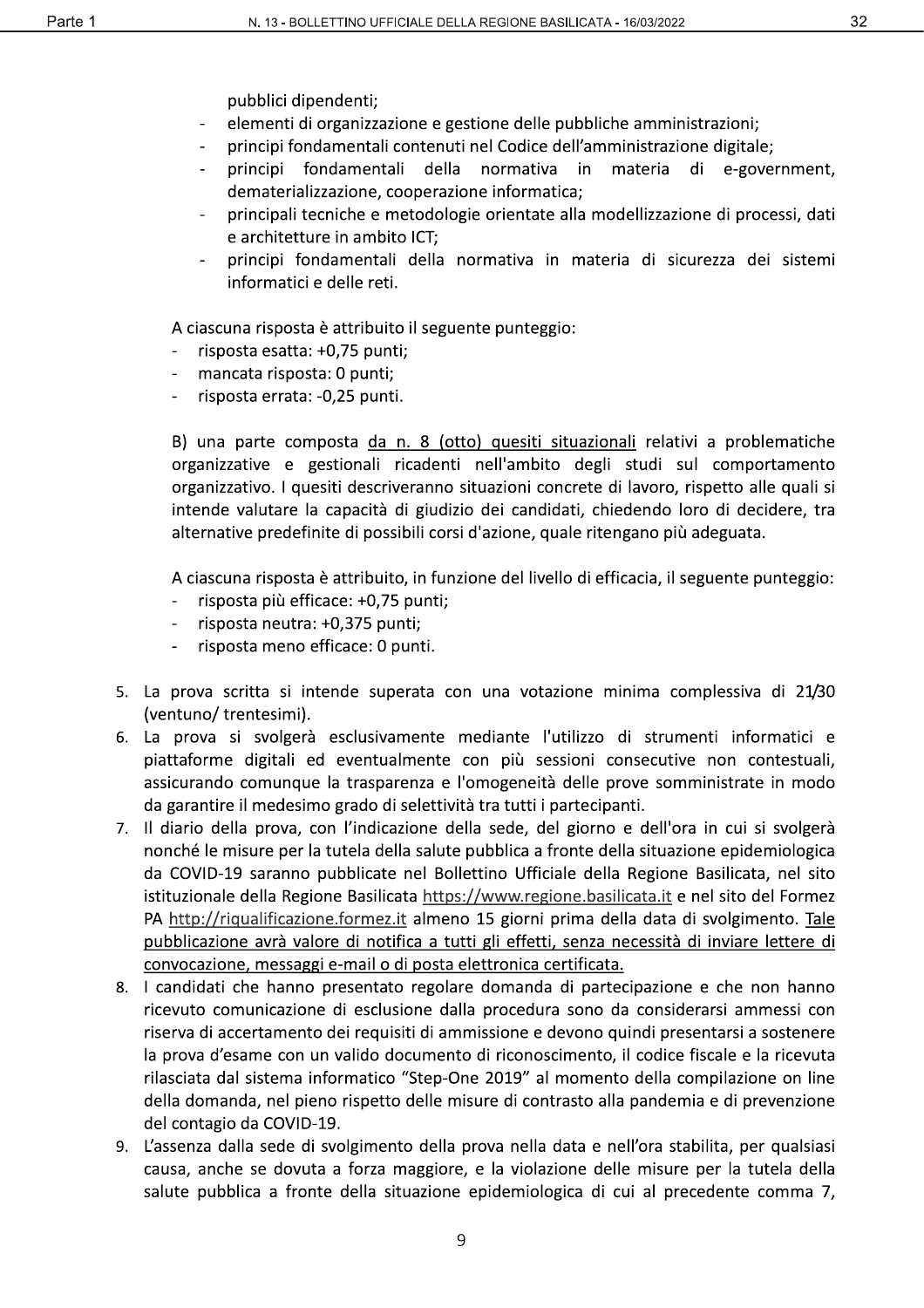pubblici dipendenti;
- elementi di organizzazione e gestione delle pubbliche amministrazioni;
- principi fondamentali contenuti nel Codice dell'amministrazione digitale;
- principi fondamentali della normativa in materia di e-government, dematerializzazione, cooperazione informatica;
- principali tecniche e metodologie orientate alla modellizzazione di processi, dati e architetture in ambito ICT;
- principi fondamentali della normativa in materia di sicurezza dei sistemi informatici e delle reti.

A ciascuna risposta è attribuito il seguente punteggio:
- risposta esatta: +0,75 punti;
- mancata risposta: 0 punti;
- risposta errata: -0,25 punti.

B) una parte composta <u>da n. 8 (otto) quesiti situazionali</u> relativi a problematiche organizzative e gestionali ricadenti nell'ambito degli studi sul comportamento organizzativo. I quesiti descriveranno situazioni concrete di lavoro, rispetto alle quali si intende valutare la capacità di giudizio dei candidati, chiedendo loro di decidere, tra alternative predefinite di possibili corsi d'azione, quale ritengano più adeguata.

A ciascuna risposta è attribuito, in funzione del livello di efficacia, il seguente punteggio:
- risposta più efficace: +0,75 punti;
- risposta neutra: +0,375 punti;
- risposta meno efficace: 0 punti.

5. La prova scritta si intende superata con una votazione minima complessiva di 21/30 (ventuno/ trentesimi).
6. La prova si svolgerà esclusivamente mediante l'utilizzo di strumenti informatici e piattaforme digitali ed eventualmente con più sessioni consecutive non contestuali, assicurando comunque la trasparenza e l'omogeneità delle prove somministrate in modo da garantire il medesimo grado di selettività tra tutti i partecipanti.
7. Il diario della prova, con l'indicazione della sede, del giorno e dell'ora in cui si svolgerà nonché le misure per la tutela della salute pubblica a fronte della situazione epidemiologica da COVID-19 saranno pubblicate nel Bollettino Ufficiale della Regione Basilicata, nel sito istituzionale della Regione Basilicata https://www.regione.basilicata.it e nel sito del Formez PA http://riqualificazione.formez.it almeno 15 giorni prima della data di svolgimento. <u>Tale pubblicazione avrà valore di notifica a tutti gli effetti, senza necessità di inviare lettere di convocazione, messaggi e-mail o di posta elettronica certificata.</u>
8. I candidati che hanno presentato regolare domanda di partecipazione e che non hanno ricevuto comunicazione di esclusione dalla procedura sono da considerarsi ammessi con riserva di accertamento dei requisiti di ammissione e devono quindi presentarsi a sostenere la prova d'esame con un valido documento di riconoscimento, il codice fiscale e la ricevuta rilasciata dal sistema informatico "Step-One 2019" al momento della compilazione on line della domanda, nel pieno rispetto delle misure di contrasto alla pandemia e di prevenzione del contagio da COVID-19.
9. L'assenza dalla sede di svolgimento della prova nella data e nell'ora stabilita, per qualsiasi causa, anche se dovuta a forza maggiore, e la violazione delle misure per la tutela della salute pubblica a fronte della situazione epidemiologica di cui al precedente comma 7,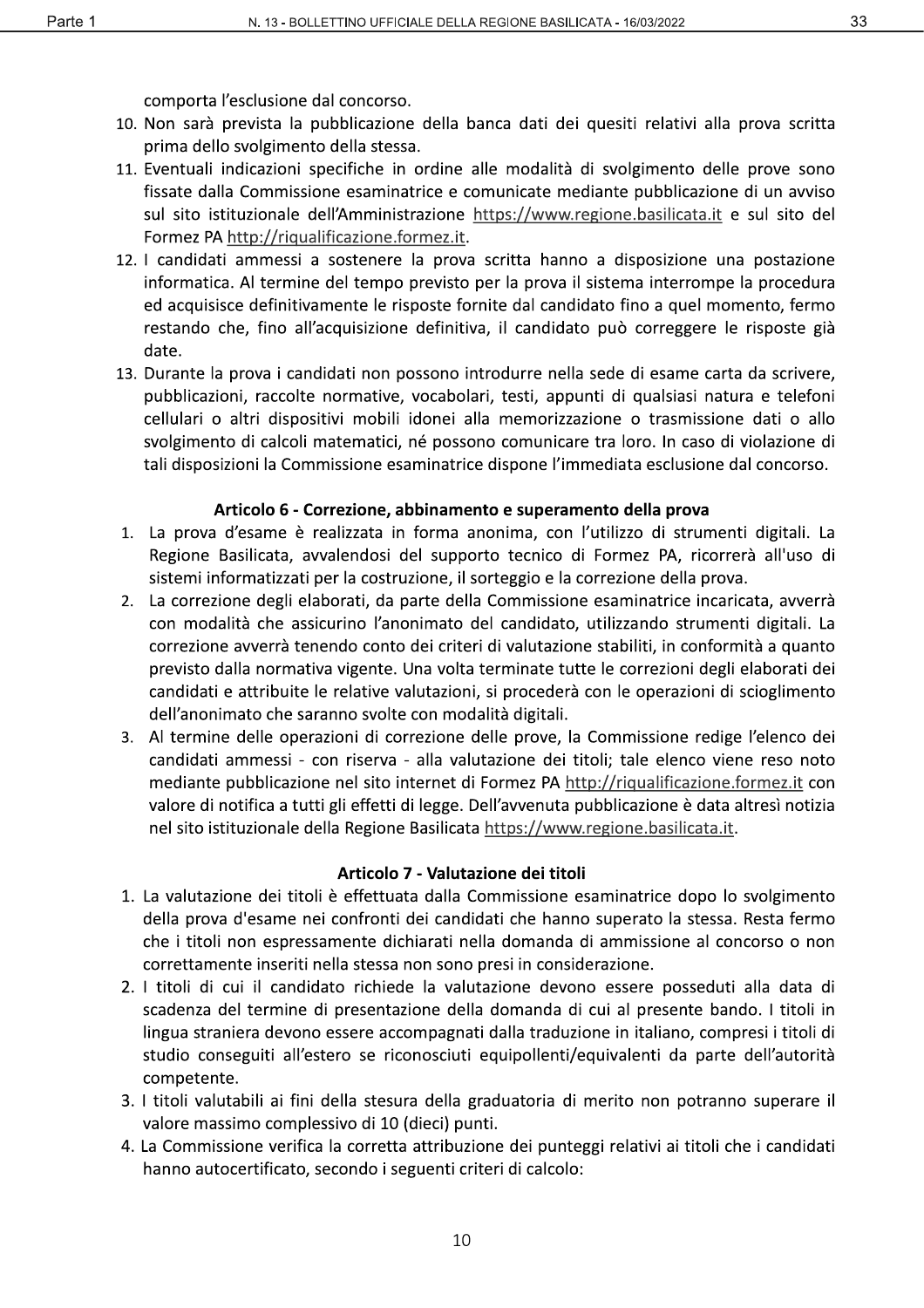comporta l'esclusione dal concorso.

10. Non sarà prevista la pubblicazione della banca dati dei quesiti relativi alla prova scritta prima dello svolgimento della stessa.
11. Eventuali indicazioni specifiche in ordine alle modalità di svolgimento delle prove sono fissate dalla Commissione esaminatrice e comunicate mediante pubblicazione di un avviso sul sito istituzionale dell'Amministrazione https://www.regione.basilicata.it e sul sito del Formez PA http://riqualificazione.formez.it.
12. I candidati ammessi a sostenere la prova scritta hanno a disposizione una postazione informatica. Al termine del tempo previsto per la prova il sistema interrompe la procedura ed acquisisce definitivamente le risposte fornite dal candidato fino a quel momento, fermo restando che, fino all'acquisizione definitiva, il candidato può correggere le risposte già date.
13. Durante la prova i candidati non possono introdurre nella sede di esame carta da scrivere, pubblicazioni, raccolte normative, vocabolari, testi, appunti di qualsiasi natura e telefoni cellulari o altri dispositivi mobili idonei alla memorizzazione o trasmissione dati o allo svolgimento di calcoli matematici, né possono comunicare tra loro. In caso di violazione di tali disposizioni la Commissione esaminatrice dispone l'immediata esclusione dal concorso.

### Articolo 6 - Correzione, abbinamento e superamento della prova

1. La prova d'esame è realizzata in forma anonima, con l'utilizzo di strumenti digitali. La Regione Basilicata, avvalendosi del supporto tecnico di Formez PA, ricorrerà all'uso di sistemi informatizzati per la costruzione, il sorteggio e la correzione della prova.
2. La correzione degli elaborati, da parte della Commissione esaminatrice incaricata, avverrà con modalità che assicurino l'anonimato del candidato, utilizzando strumenti digitali. La correzione avverrà tenendo conto dei criteri di valutazione stabiliti, in conformità a quanto previsto dalla normativa vigente. Una volta terminate tutte le correzioni degli elaborati dei candidati e attribuite le relative valutazioni, si procederà con le operazioni di scioglimento dell'anonimato che saranno svolte con modalità digitali.
3. Al termine delle operazioni di correzione delle prove, la Commissione redige l'elenco dei candidati ammessi - con riserva - alla valutazione dei titoli; tale elenco viene reso noto mediante pubblicazione nel sito internet di Formez PA http://riqualificazione.formez.it con valore di notifica a tutti gli effetti di legge. Dell'avvenuta pubblicazione è data altresì notizia nel sito istituzionale della Regione Basilicata https://www.regione.basilicata.it.

### Articolo 7 - Valutazione dei titoli

1. La valutazione dei titoli è effettuata dalla Commissione esaminatrice dopo lo svolgimento della prova d'esame nei confronti dei candidati che hanno superato la stessa. Resta fermo che i titoli non espressamente dichiarati nella domanda di ammissione al concorso o non correttamente inseriti nella stessa non sono presi in considerazione.
2. I titoli di cui il candidato richiede la valutazione devono essere posseduti alla data di scadenza del termine di presentazione della domanda di cui al presente bando. I titoli in lingua straniera devono essere accompagnati dalla traduzione in italiano, compresi i titoli di studio conseguiti all'estero se riconosciuti equipollenti/equivalenti da parte dell'autorità competente.
3. I titoli valutabili ai fini della stesura della graduatoria di merito non potranno superare il valore massimo complessivo di 10 (dieci) punti.
4. La Commissione verifica la corretta attribuzione dei punteggi relativi ai titoli che i candidati hanno autocertificato, secondo i seguenti criteri di calcolo: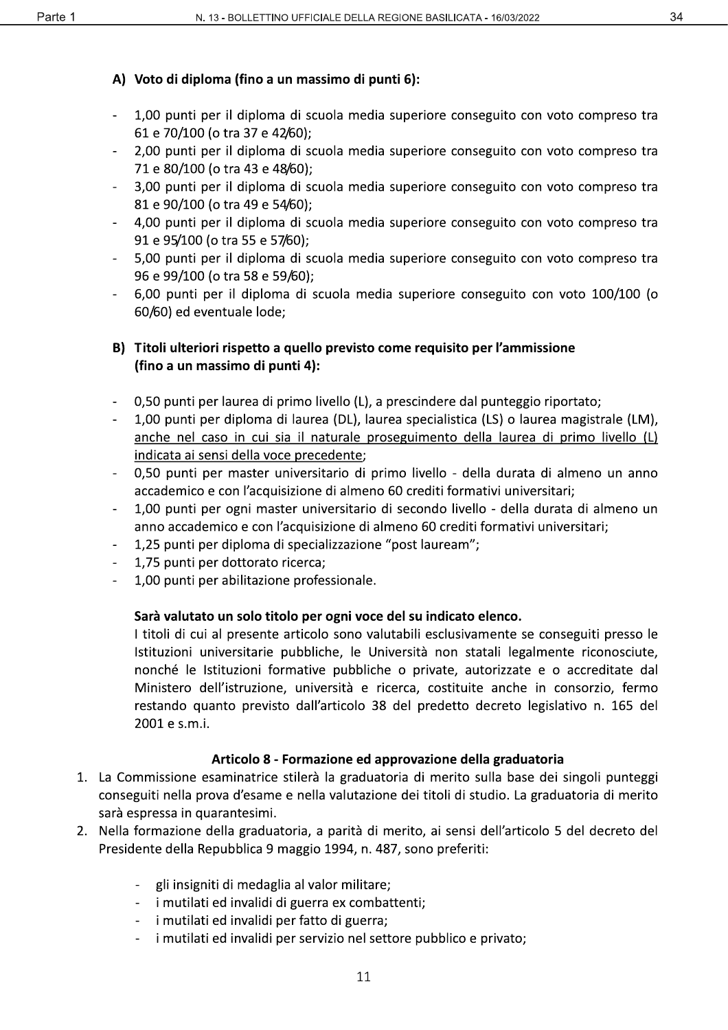**A) Voto di diploma (fino a un massimo di punti 6):**

- 1,00 punti per il diploma di scuola media superiore conseguito con voto compreso tra 61 e 70/100 (o tra 37 e 42/60);
- 2,00 punti per il diploma di scuola media superiore conseguito con voto compreso tra 71 e 80/100 (o tra 43 e 48/60);
- 3,00 punti per il diploma di scuola media superiore conseguito con voto compreso tra 81 e 90/100 (o tra 49 e 54/60);
- 4,00 punti per il diploma di scuola media superiore conseguito con voto compreso tra 91 e 95/100 (o tra 55 e 57/60);
- 5,00 punti per il diploma di scuola media superiore conseguito con voto compreso tra 96 e 99/100 (o tra 58 e 59/60);
- 6,00 punti per il diploma di scuola media superiore conseguito con voto 100/100 (o 60/60) ed eventuale lode;

**B) Titoli ulteriori rispetto a quello previsto come requisito per l'ammissione (fino a un massimo di punti 4):**

- 0,50 punti per laurea di primo livello (L), a prescindere dal punteggio riportato;
- 1,00 punti per diploma di laurea (DL), laurea specialistica (LS) o laurea magistrale (LM), <u>anche nel caso in cui sia il naturale proseguimento della laurea di primo livello (L) indicata ai sensi della voce precedente</u>;
- 0,50 punti per master universitario di primo livello - della durata di almeno un anno accademico e con l'acquisizione di almeno 60 crediti formativi universitari;
- 1,00 punti per ogni master universitario di secondo livello - della durata di almeno un anno accademico e con l'acquisizione di almeno 60 crediti formativi universitari;
- 1,25 punti per diploma di specializzazione "post lauream";
- 1,75 punti per dottorato ricerca;
- 1,00 punti per abilitazione professionale.

**Sarà valutato un solo titolo per ogni voce del su indicato elenco.**

I titoli di cui al presente articolo sono valutabili esclusivamente se conseguiti presso le Istituzioni universitarie pubbliche, le Università non statali legalmente riconosciute, nonché le Istituzioni formative pubbliche o private, autorizzate e o accreditate dal Ministero dell'istruzione, università e ricerca, costituite anche in consorzio, fermo restando quanto previsto dall'articolo 38 del predetto decreto legislativo n. 165 del 2001 e s.m.i.

### Articolo 8 - Formazione ed approvazione della graduatoria

1. La Commissione esaminatrice stilerà la graduatoria di merito sulla base dei singoli punteggi conseguiti nella prova d'esame e nella valutazione dei titoli di studio. La graduatoria di merito sarà espressa in quarantesimi.
2. Nella formazione della graduatoria, a parità di merito, ai sensi dell'articolo 5 del decreto del Presidente della Repubblica 9 maggio 1994, n. 487, sono preferiti:

   - gli insigniti di medaglia al valor militare;
   - i mutilati ed invalidi di guerra ex combattenti;
   - i mutilati ed invalidi per fatto di guerra;
   - i mutilati ed invalidi per servizio nel settore pubblico e privato;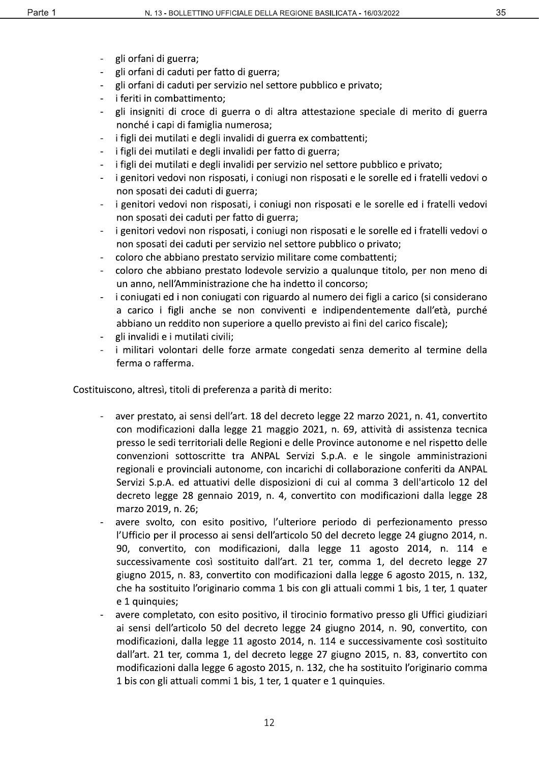- gli orfani di guerra;
- gli orfani di caduti per fatto di guerra;
- gli orfani di caduti per servizio nel settore pubblico e privato;
- i feriti in combattimento;
- gli insigniti di croce di guerra o di altra attestazione speciale di merito di guerra nonché i capi di famiglia numerosa;
- i figli dei mutilati e degli invalidi di guerra ex combattenti;
- i figli dei mutilati e degli invalidi per fatto di guerra;
- i figli dei mutilati e degli invalidi per servizio nel settore pubblico e privato;
- i genitori vedovi non risposati, i coniugi non risposati e le sorelle ed i fratelli vedovi o non sposati dei caduti di guerra;
- i genitori vedovi non risposati, i coniugi non risposati e le sorelle ed i fratelli vedovi non sposati dei caduti per fatto di guerra;
- i genitori vedovi non risposati, i coniugi non risposati e le sorelle ed i fratelli vedovi o non sposati dei caduti per servizio nel settore pubblico o privato;
- coloro che abbiano prestato servizio militare come combattenti;
- coloro che abbiano prestato lodevole servizio a qualunque titolo, per non meno di un anno, nell'Amministrazione che ha indetto il concorso;
- i coniugati ed i non coniugati con riguardo al numero dei figli a carico (si considerano a carico i figli anche se non conviventi e indipendentemente dall'età, purché abbiano un reddito non superiore a quello previsto ai fini del carico fiscale);
- gli invalidi e i mutilati civili;
- i militari volontari delle forze armate congedati senza demerito al termine della ferma o rafferma.

Costituiscono, altresì, titoli di preferenza a parità di merito:

- aver prestato, ai sensi dell'art. 18 del decreto legge 22 marzo 2021, n. 41, convertito con modificazioni dalla legge 21 maggio 2021, n. 69, attività di assistenza tecnica presso le sedi territoriali delle Regioni e delle Province autonome e nel rispetto delle convenzioni sottoscritte tra ANPAL Servizi S.p.A. e le singole amministrazioni regionali e provinciali autonome, con incarichi di collaborazione conferiti da ANPAL Servizi S.p.A. ed attuativi delle disposizioni di cui al comma 3 dell'articolo 12 del decreto legge 28 gennaio 2019, n. 4, convertito con modificazioni dalla legge 28 marzo 2019, n. 26;
- avere svolto, con esito positivo, l'ulteriore periodo di perfezionamento presso l'Ufficio per il processo ai sensi dell'articolo 50 del decreto legge 24 giugno 2014, n. 90, convertito, con modificazioni, dalla legge 11 agosto 2014, n. 114 e successivamente così sostituito dall'art. 21 ter, comma 1, del decreto legge 27 giugno 2015, n. 83, convertito con modificazioni dalla legge 6 agosto 2015, n. 132, che ha sostituito l'originario comma 1 bis con gli attuali commi 1 bis, 1 ter, 1 quater e 1 quinquies;
- avere completato, con esito positivo, il tirocinio formativo presso gli Uffici giudiziari ai sensi dell'articolo 50 del decreto legge 24 giugno 2014, n. 90, convertito, con modificazioni, dalla legge 11 agosto 2014, n. 114 e successivamente così sostituito dall'art. 21 ter, comma 1, del decreto legge 27 giugno 2015, n. 83, convertito con modificazioni dalla legge 6 agosto 2015, n. 132, che ha sostituito l'originario comma 1 bis con gli attuali commi 1 bis, 1 ter, 1 quater e 1 quinquies.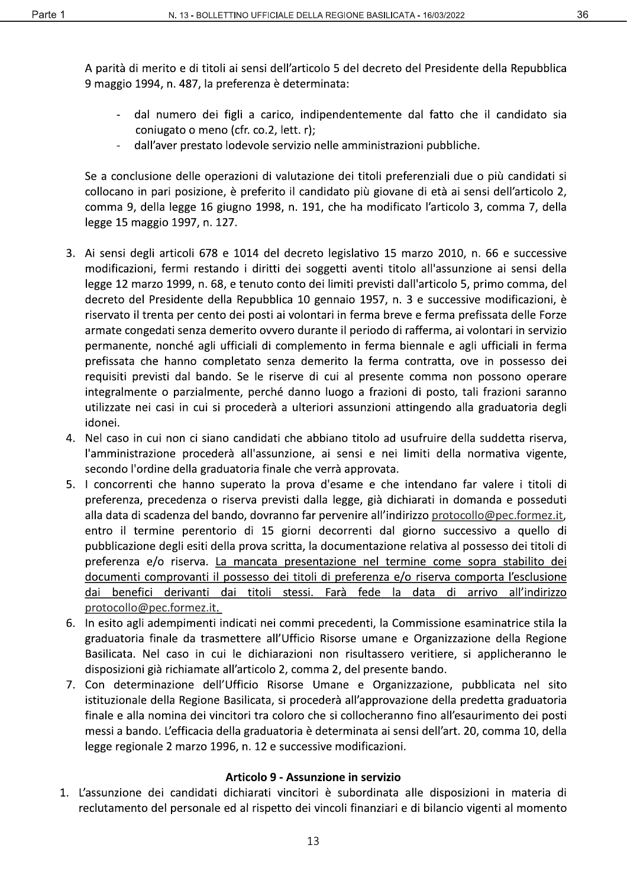A parità di merito e di titoli ai sensi dell'articolo 5 del decreto del Presidente della Repubblica 9 maggio 1994, n. 487, la preferenza è determinata:

- dal numero dei figli a carico, indipendentemente dal fatto che il candidato sia coniugato o meno (cfr. co.2, lett. r);
- dall'aver prestato lodevole servizio nelle amministrazioni pubbliche.

Se a conclusione delle operazioni di valutazione dei titoli preferenziali due o più candidati si collocano in pari posizione, è preferito il candidato più giovane di età ai sensi dell'articolo 2, comma 9, della legge 16 giugno 1998, n. 191, che ha modificato l'articolo 3, comma 7, della legge 15 maggio 1997, n. 127.

3. Ai sensi degli articoli 678 e 1014 del decreto legislativo 15 marzo 2010, n. 66 e successive modificazioni, fermi restando i diritti dei soggetti aventi titolo all'assunzione ai sensi della legge 12 marzo 1999, n. 68, e tenuto conto dei limiti previsti dall'articolo 5, primo comma, del decreto del Presidente della Repubblica 10 gennaio 1957, n. 3 e successive modificazioni, è riservato il trenta per cento dei posti ai volontari in ferma breve e ferma prefissata delle Forze armate congedati senza demerito ovvero durante il periodo di rafferma, ai volontari in servizio permanente, nonché agli ufficiali di complemento in ferma biennale e agli ufficiali in ferma prefissata che hanno completato senza demerito la ferma contratta, ove in possesso dei requisiti previsti dal bando. Se le riserve di cui al presente comma non possono operare integralmente o parzialmente, perché danno luogo a frazioni di posto, tali frazioni saranno utilizzate nei casi in cui si procederà a ulteriori assunzioni attingendo alla graduatoria degli idonei.
4. Nel caso in cui non ci siano candidati che abbiano titolo ad usufruire della suddetta riserva, l'amministrazione procederà all'assunzione, ai sensi e nei limiti della normativa vigente, secondo l'ordine della graduatoria finale che verrà approvata.
5. I concorrenti che hanno superato la prova d'esame e che intendano far valere i titoli di preferenza, precedenza o riserva previsti dalla legge, già dichiarati in domanda e posseduti alla data di scadenza del bando, dovranno far pervenire all'indirizzo protocollo@pec.formez.it, entro il termine perentorio di 15 giorni decorrenti dal giorno successivo a quello di pubblicazione degli esiti della prova scritta, la documentazione relativa al possesso dei titoli di preferenza e/o riserva. La mancata presentazione nel termine come sopra stabilito dei documenti comprovanti il possesso dei titoli di preferenza e/o riserva comporta l'esclusione dai benefici derivanti dai titoli stessi. Farà fede la data di arrivo all'indirizzo protocollo@pec.formez.it.
6. In esito agli adempimenti indicati nei commi precedenti, la Commissione esaminatrice stila la graduatoria finale da trasmettere all'Ufficio Risorse umane e Organizzazione della Regione Basilicata. Nel caso in cui le dichiarazioni non risultassero veritiere, si applicheranno le disposizioni già richiamate all'articolo 2, comma 2, del presente bando.
7. Con determinazione dell'Ufficio Risorse Umane e Organizzazione, pubblicata nel sito istituzionale della Regione Basilicata, si procederà all'approvazione della predetta graduatoria finale e alla nomina dei vincitori tra coloro che si collocheranno fino all'esaurimento dei posti messi a bando. L'efficacia della graduatoria è determinata ai sensi dell'art. 20, comma 10, della legge regionale 2 marzo 1996, n. 12 e successive modificazioni.

### Articolo 9 - Assunzione in servizio

1. L'assunzione dei candidati dichiarati vincitori è subordinata alle disposizioni in materia di reclutamento del personale ed al rispetto dei vincoli finanziari e di bilancio vigenti al momento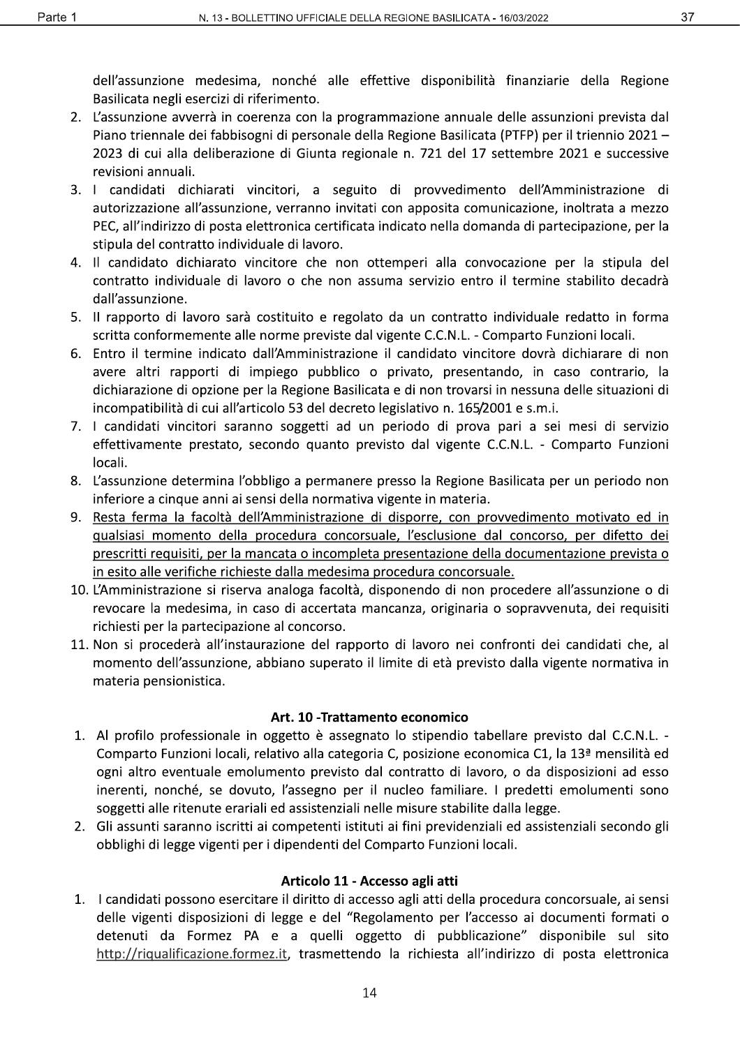dell'assunzione medesima, nonché alle effettive disponibilità finanziarie della Regione Basilicata negli esercizi di riferimento.

2. L'assunzione avverrà in coerenza con la programmazione annuale delle assunzioni prevista dal Piano triennale dei fabbisogni di personale della Regione Basilicata (PTFP) per il triennio 2021 – 2023 di cui alla deliberazione di Giunta regionale n. 721 del 17 settembre 2021 e successive revisioni annuali.
3. I candidati dichiarati vincitori, a seguito di provvedimento dell'Amministrazione di autorizzazione all'assunzione, verranno invitati con apposita comunicazione, inoltrata a mezzo PEC, all'indirizzo di posta elettronica certificata indicato nella domanda di partecipazione, per la stipula del contratto individuale di lavoro.
4. Il candidato dichiarato vincitore che non ottemperi alla convocazione per la stipula del contratto individuale di lavoro o che non assuma servizio entro il termine stabilito decadrà dall'assunzione.
5. Il rapporto di lavoro sarà costituito e regolato da un contratto individuale redatto in forma scritta conformemente alle norme previste dal vigente C.C.N.L. - Comparto Funzioni locali.
6. Entro il termine indicato dall'Amministrazione il candidato vincitore dovrà dichiarare di non avere altri rapporti di impiego pubblico o privato, presentando, in caso contrario, la dichiarazione di opzione per la Regione Basilicata e di non trovarsi in nessuna delle situazioni di incompatibilità di cui all'articolo 53 del decreto legislativo n. 165/2001 e s.m.i.
7. I candidati vincitori saranno soggetti ad un periodo di prova pari a sei mesi di servizio effettivamente prestato, secondo quanto previsto dal vigente C.C.N.L. - Comparto Funzioni locali.
8. L'assunzione determina l'obbligo a permanere presso la Regione Basilicata per un periodo non inferiore a cinque anni ai sensi della normativa vigente in materia.
9. <u>Resta ferma la facoltà dell'Amministrazione di disporre, con provvedimento motivato ed in qualsiasi momento della procedura concorsuale, l'esclusione dal concorso, per difetto dei prescritti requisiti, per la mancata o incompleta presentazione della documentazione prevista o in esito alle verifiche richieste dalla medesima procedura concorsuale.</u>
10. L'Amministrazione si riserva analoga facoltà, disponendo di non procedere all'assunzione o di revocare la medesima, in caso di accertata mancanza, originaria o sopravvenuta, dei requisiti richiesti per la partecipazione al concorso.
11. Non si procederà all'instaurazione del rapporto di lavoro nei confronti dei candidati che, al momento dell'assunzione, abbiano superato il limite di età previsto dalla vigente normativa in materia pensionistica.

### Art. 10 -Trattamento economico

1. Al profilo professionale in oggetto è assegnato lo stipendio tabellare previsto dal C.C.N.L. - Comparto Funzioni locali, relativo alla categoria C, posizione economica C1, la 13ª mensilità ed ogni altro eventuale emolumento previsto dal contratto di lavoro, o da disposizioni ad esso inerenti, nonché, se dovuto, l'assegno per il nucleo familiare. I predetti emolumenti sono soggetti alle ritenute erariali ed assistenziali nelle misure stabilite dalla legge.
2. Gli assunti saranno iscritti ai competenti istituti ai fini previdenziali ed assistenziali secondo gli obblighi di legge vigenti per i dipendenti del Comparto Funzioni locali.

### Articolo 11 - Accesso agli atti

1. I candidati possono esercitare il diritto di accesso agli atti della procedura concorsuale, ai sensi delle vigenti disposizioni di legge e del "Regolamento per l'accesso ai documenti formati o detenuti da Formez PA e a quelli oggetto di pubblicazione" disponibile sul sito http://riqualificazione.formez.it, trasmettendo la richiesta all'indirizzo di posta elettronica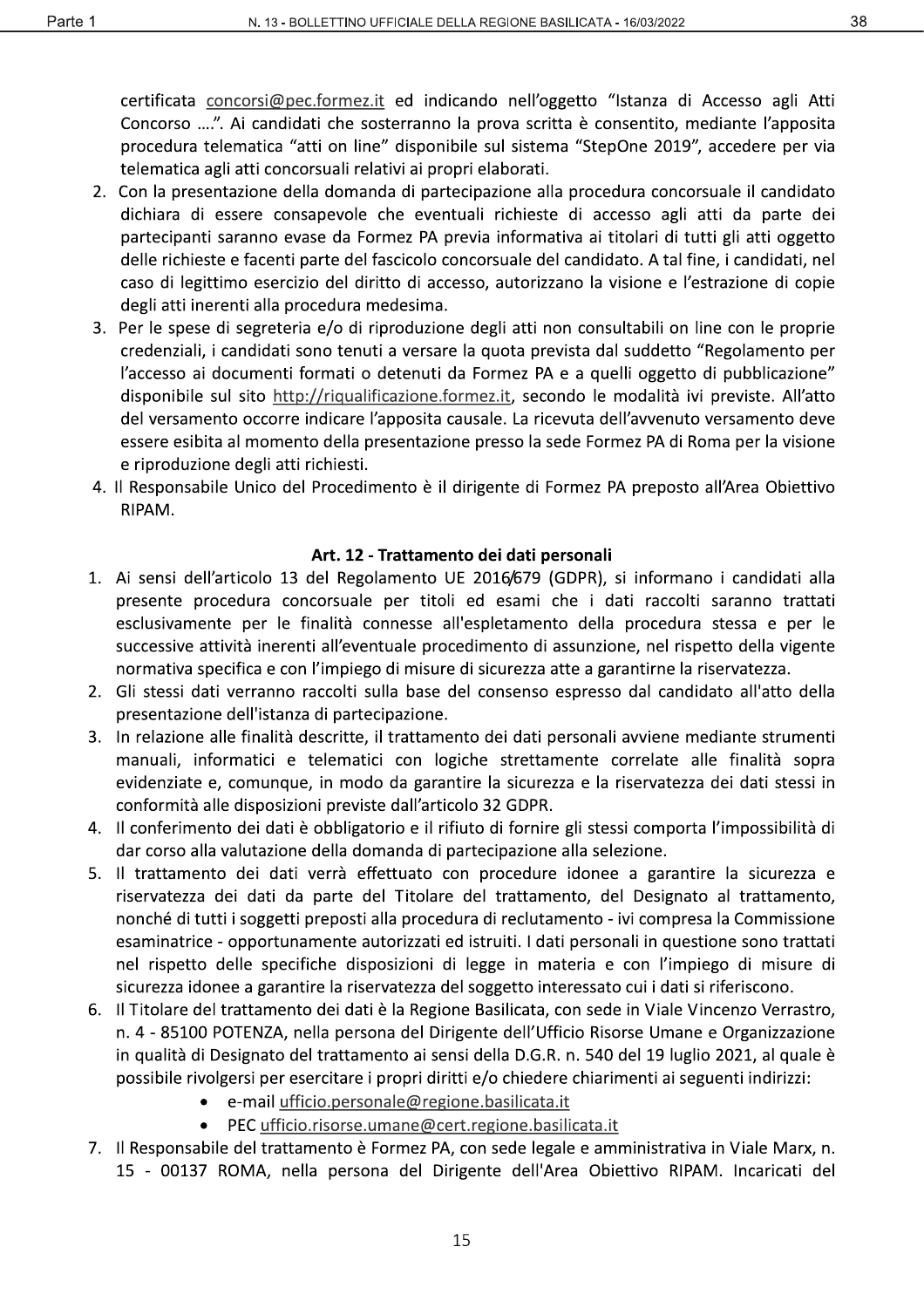certificata concorsi@pec.formez.it ed indicando nell'oggetto "Istanza di Accesso agli Atti Concorso ....". Ai candidati che sosterranno la prova scritta è consentito, mediante l'apposita procedura telematica "atti on line" disponibile sul sistema "StepOne 2019", accedere per via telematica agli atti concorsuali relativi ai propri elaborati.

2. Con la presentazione della domanda di partecipazione alla procedura concorsuale il candidato dichiara di essere consapevole che eventuali richieste di accesso agli atti da parte dei partecipanti saranno evase da Formez PA previa informativa ai titolari di tutti gli atti oggetto delle richieste e facenti parte del fascicolo concorsuale del candidato. A tal fine, i candidati, nel caso di legittimo esercizio del diritto di accesso, autorizzano la visione e l'estrazione di copie degli atti inerenti alla procedura medesima.
3. Per le spese di segreteria e/o di riproduzione degli atti non consultabili on line con le proprie credenziali, i candidati sono tenuti a versare la quota prevista dal suddetto "Regolamento per l'accesso ai documenti formati o detenuti da Formez PA e a quelli oggetto di pubblicazione" disponibile sul sito http://riqualificazione.formez.it, secondo le modalità ivi previste. All'atto del versamento occorre indicare l'apposita causale. La ricevuta dell'avvenuto versamento deve essere esibita al momento della presentazione presso la sede Formez PA di Roma per la visione e riproduzione degli atti richiesti.
4. Il Responsabile Unico del Procedimento è il dirigente di Formez PA preposto all'Area Obiettivo RIPAM.

### Art. 12 - Trattamento dei dati personali

1. Ai sensi dell'articolo 13 del Regolamento UE 2016/679 (GDPR), si informano i candidati alla presente procedura concorsuale per titoli ed esami che i dati raccolti saranno trattati esclusivamente per le finalità connesse all'espletamento della procedura stessa e per le successive attività inerenti all'eventuale procedimento di assunzione, nel rispetto della vigente normativa specifica e con l'impiego di misure di sicurezza atte a garantirne la riservatezza.
2. Gli stessi dati verranno raccolti sulla base del consenso espresso dal candidato all'atto della presentazione dell'istanza di partecipazione.
3. In relazione alle finalità descritte, il trattamento dei dati personali avviene mediante strumenti manuali, informatici e telematici con logiche strettamente correlate alle finalità sopra evidenziate e, comunque, in modo da garantire la sicurezza e la riservatezza dei dati stessi in conformità alle disposizioni previste dall'articolo 32 GDPR.
4. Il conferimento dei dati è obbligatorio e il rifiuto di fornire gli stessi comporta l'impossibilità di dar corso alla valutazione della domanda di partecipazione alla selezione.
5. Il trattamento dei dati verrà effettuato con procedure idonee a garantire la sicurezza e riservatezza dei dati da parte del Titolare del trattamento, del Designato al trattamento, nonché di tutti i soggetti preposti alla procedura di reclutamento - ivi compresa la Commissione esaminatrice - opportunamente autorizzati ed istruiti. I dati personali in questione sono trattati nel rispetto delle specifiche disposizioni di legge in materia e con l'impiego di misure di sicurezza idonee a garantire la riservatezza del soggetto interessato cui i dati si riferiscono.
6. Il Titolare del trattamento dei dati è la Regione Basilicata, con sede in Viale Vincenzo Verrastro, n. 4 - 85100 POTENZA, nella persona del Dirigente dell'Ufficio Risorse Umane e Organizzazione in qualità di Designato del trattamento ai sensi della D.G.R. n. 540 del 19 luglio 2021, al quale è possibile rivolgersi per esercitare i propri diritti e/o chiedere chiarimenti ai seguenti indirizzi:
   - e-mail ufficio.personale@regione.basilicata.it
   - PEC ufficio.risorse.umane@cert.regione.basilicata.it
7. Il Responsabile del trattamento è Formez PA, con sede legale e amministrativa in Viale Marx, n. 15 - 00137 ROMA, nella persona del Dirigente dell'Area Obiettivo RIPAM. Incaricati del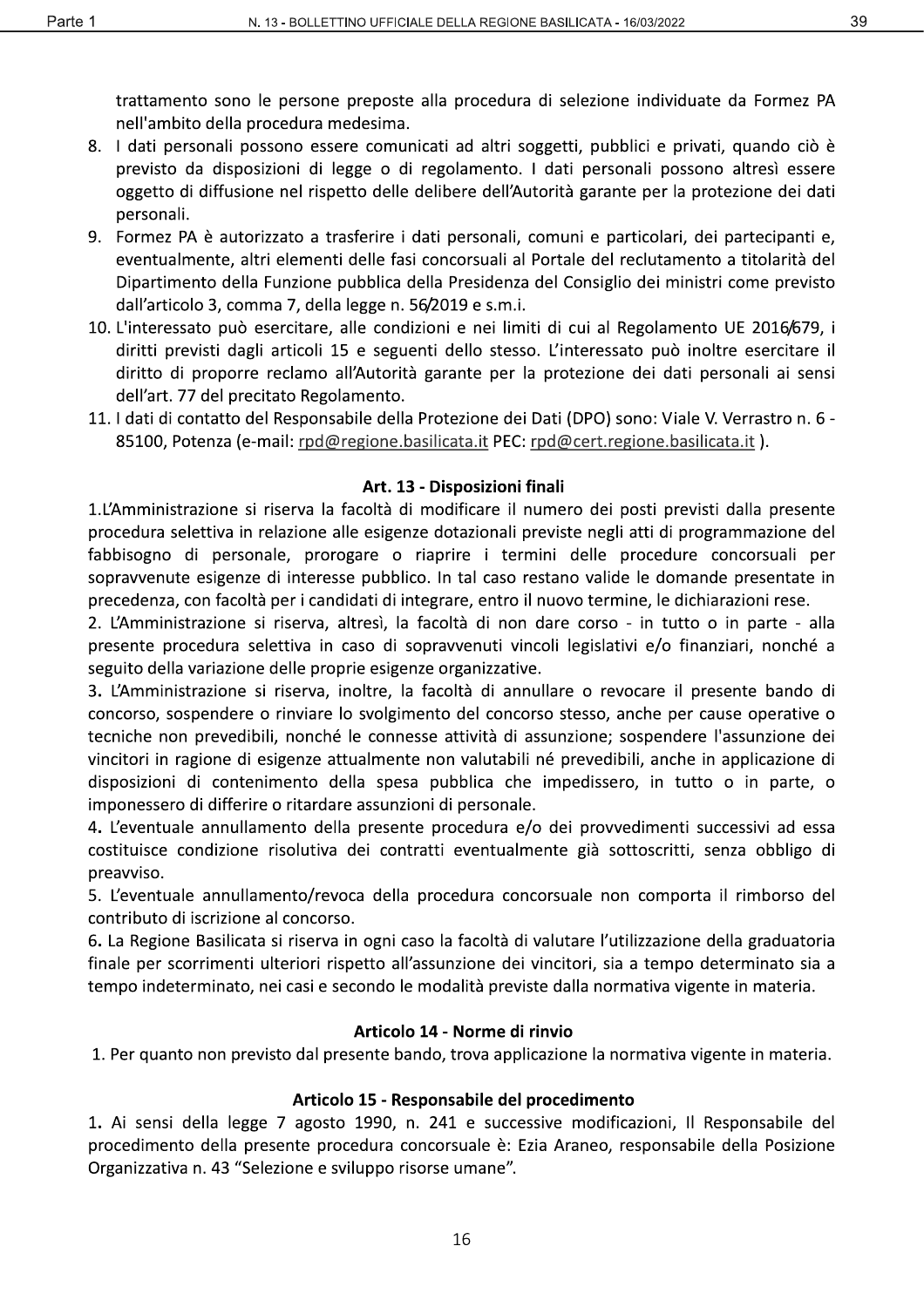trattamento sono le persone preposte alla procedura di selezione individuate da Formez PA nell'ambito della procedura medesima.

8. I dati personali possono essere comunicati ad altri soggetti, pubblici e privati, quando ciò è previsto da disposizioni di legge o di regolamento. I dati personali possono altresì essere oggetto di diffusione nel rispetto delle delibere dell'Autorità garante per la protezione dei dati personali.
9. Formez PA è autorizzato a trasferire i dati personali, comuni e particolari, dei partecipanti e, eventualmente, altri elementi delle fasi concorsuali al Portale del reclutamento a titolarità del Dipartimento della Funzione pubblica della Presidenza del Consiglio dei ministri come previsto dall'articolo 3, comma 7, della legge n. 56/2019 e s.m.i.
10. L'interessato può esercitare, alle condizioni e nei limiti di cui al Regolamento UE 2016/679, i diritti previsti dagli articoli 15 e seguenti dello stesso. L'interessato può inoltre esercitare il diritto di proporre reclamo all'Autorità garante per la protezione dei dati personali ai sensi dell'art. 77 del precitato Regolamento.
11. I dati di contatto del Responsabile della Protezione dei Dati (DPO) sono: Viale V. Verrastro n. 6 - 85100, Potenza (e-mail: rpd@regione.basilicata.it PEC: rpd@cert.regione.basilicata.it ).

### Art. 13 - Disposizioni finali

1. L'Amministrazione si riserva la facoltà di modificare il numero dei posti previsti dalla presente procedura selettiva in relazione alle esigenze dotazionali previste negli atti di programmazione del fabbisogno di personale, prorogare o riaprire i termini delle procedure concorsuali per sopravvenute esigenze di interesse pubblico. In tal caso restano valide le domande presentate in precedenza, con facoltà per i candidati di integrare, entro il nuovo termine, le dichiarazioni rese.

2. L'Amministrazione si riserva, altresì, la facoltà di non dare corso - in tutto o in parte - alla presente procedura selettiva in caso di sopravvenuti vincoli legislativi e/o finanziari, nonché a seguito della variazione delle proprie esigenze organizzative.

3. L'Amministrazione si riserva, inoltre, la facoltà di annullare o revocare il presente bando di concorso, sospendere o rinviare lo svolgimento del concorso stesso, anche per cause operative o tecniche non prevedibili, nonché le connesse attività di assunzione; sospendere l'assunzione dei vincitori in ragione di esigenze attualmente non valutabili né prevedibili, anche in applicazione di disposizioni di contenimento della spesa pubblica che impedissero, in tutto o in parte, o imponessero di differire o ritardare assunzioni di personale.

4. L'eventuale annullamento della presente procedura e/o dei provvedimenti successivi ad essa costituisce condizione risolutiva dei contratti eventualmente già sottoscritti, senza obbligo di preavviso.

5. L'eventuale annullamento/revoca della procedura concorsuale non comporta il rimborso del contributo di iscrizione al concorso.

6. La Regione Basilicata si riserva in ogni caso la facoltà di valutare l'utilizzazione della graduatoria finale per scorrimenti ulteriori rispetto all'assunzione dei vincitori, sia a tempo determinato sia a tempo indeterminato, nei casi e secondo le modalità previste dalla normativa vigente in materia.

### Articolo 14 - Norme di rinvio

1. Per quanto non previsto dal presente bando, trova applicazione la normativa vigente in materia.

### Articolo 15 - Responsabile del procedimento

1. Ai sensi della legge 7 agosto 1990, n. 241 e successive modificazioni, Il Responsabile del procedimento della presente procedura concorsuale è: Ezia Araneo, responsabile della Posizione Organizzativa n. 43 "Selezione e sviluppo risorse umane".